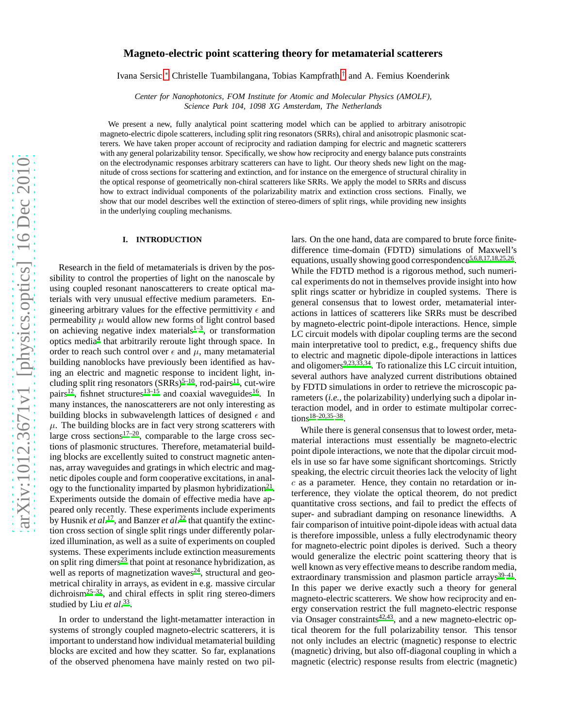# Magneto-electric point scattering theory for metamaterial scatterers

Ivana Sersic,[*] Christelle Tuambilangana, Tobias Kampfrath,[†] and A. Femius Koenderink

*Center for Nanophotonics, FOM Institute for Atomic and Molecular Physics (AMOLF), Science Park 104, 1098 XG Amsterdam, The Netherlands*

We present a new, fully analytical point scattering model which can be applied to arbitrary anisotropic magneto-electric dipole scatterers, including split ring resonators (SRRs), chiral and anisotropic plasmonic scatterers. We have taken proper account of reciprocity and radiation damping for electric and magnetic scatterers with any general polarizability tensor. Specifically, we show how reciprocity and energy balance puts constraints on the electrodynamic responses arbitrary scatterers can have to light. Our theory sheds new light on the magnitude of cross sections for scattering and extinction, and for instance on the emergence of structural chirality in the optical response of geometrically non-chiral scatterers like SRRs. We apply the model to SRRs and discuss how to extract individual components of the polarizability matrix and extinction cross sections. Finally, we show that our model describes well the extinction of stereo-dimers of split rings, while providing new insights in the underlying coupling mechanisms.

## I. INTRODUCTION

Research in the field of metamaterials is driven by the possibility to control the properties of light on the nanoscale by using coupled resonant nanoscatterers to create optical materials with very unusual effective medium parameters. Engineering arbitrary values for the effective permittivity $\epsilon$ and permeability $\mu$ would allow new forms of light control based on achieving negative index materials[1–3], or transformation optics media[4] that arbitrarily reroute light through space. In order to reach such control over $\epsilon$ and $\mu$, many metamaterial building nanoblocks have previously been identified as having an electric and magnetic response to incident light, including split ring resonators (SRRs)[5–10], rod-pairs[11], cut-wire pairs[12], fishnet structures[13–15] and coaxial waveguides[16]. In many instances, the nanoscatterers are not only interesting as building blocks in subwavelength lattices of designed $\epsilon$ and $\mu$. The building blocks are in fact very strong scatterers with large cross sections[17–20], comparable to the large cross sections of plasmonic structures. Therefore, metamaterial building blocks are excellently suited to construct magnetic antennas, array waveguides and gratings in which electric and magnetic dipoles couple and form cooperative excitations, in analogy to the functionality imparted by plasmon hybridization[21]. Experiments outside the domain of effective media have appeared only recently. These experiments include experiments by Husnik *et al.*[17], and Banzer *et al.*[22] that quantify the extinction cross section of single split rings under differently polarized illumination, as well as a suite of experiments on coupled systems. These experiments include extinction measurements on split ring dimers[23] that point at resonance hybridization, as well as reports of magnetization waves[24], structural and geometrical chirality in arrays, as evident in e.g. massive circular dichroism[25–32], and chiral effects in split ring stereo-dimers studied by Liu *et al.*[33].

In order to understand the light-metamatter interaction in systems of strongly coupled magneto-electric scatterers, it is important to understand how individual metamaterial building blocks are excited and how they scatter. So far, explanations of the observed phenomena have mainly rested on two pillars. On the one hand, data are compared to brute force finite-difference time-domain (FDTD) simulations of Maxwell's equations, usually showing good correspondence[5,6,8,17,18,25,26]. While the FDTD method is a rigorous method, such numerical experiments do not in themselves provide insight into how split rings scatter or hybridize in coupled systems. There is general consensus that to lowest order, metamaterial interactions in lattices of scatterers like SRRs must be described by magneto-electric point-dipole interactions. Hence, simple LC circuit models with dipolar coupling terms are the second main interpretative tool to predict, e.g., frequency shifts due to electric and magnetic dipole-dipole interactions in lattices and oligomers[9,23,33,34]. To rationalize this LC circuit intuition, several authors have analyzed current distributions obtained by FDTD simulations in order to retrieve the microscopic parameters (*i.e.*, the polarizability) underlying such a dipolar interaction model, and in order to estimate multipolar corrections[18–20,35–38].

While there is general consensus that to lowest order, metamaterial interactions must essentially be magneto-electric point dipole interactions, we note that the dipolar circuit models in use so far have some significant shortcomings. Strictly speaking, the electric circuit theories lack the velocity of light $c$ as a parameter. Hence, they contain no retardation or interference, they violate the optical theorem, do not predict quantitative cross sections, and fail to predict the effects of super- and subradiant damping on resonance linewidths. A fair comparison of intuitive point-dipole ideas with actual data is therefore impossible, unless a fully electrodynamic theory for magneto-electric point dipoles is derived. Such a theory would generalize the electric point scattering theory that is well known as very effective means to describe random media, extraordinary transmission and plasmon particle arrays[39–41]. In this paper we derive exactly such a theory for general magneto-electric scatterers. We show how reciprocity and energy conservation restrict the full magneto-electric response via Onsager constraints[42,43], and a new magneto-electric optical theorem for the full polarizability tensor. This tensor not only includes an electric (magnetic) response to electric (magnetic) driving, but also off-diagonal coupling in which a magnetic (electric) response results from electric (magnetic)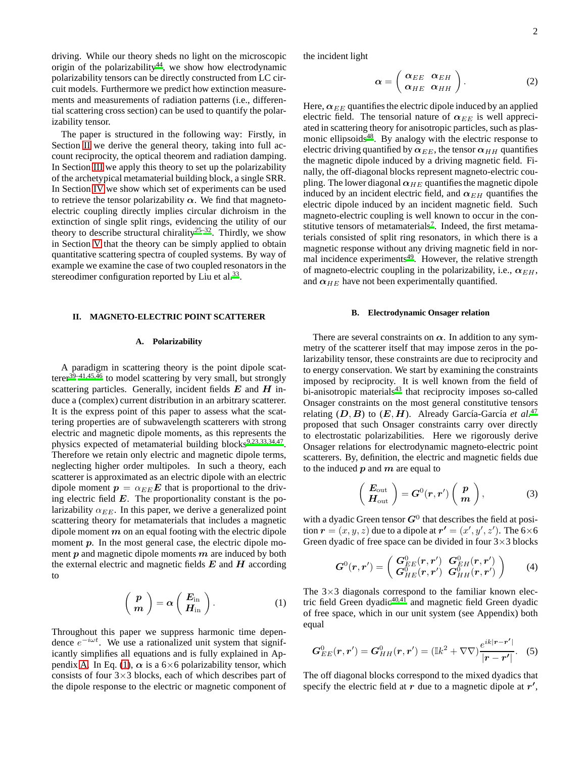driving. While our theory sheds no light on the microscopic origin of the polarizability[44], we show how electrodynamic polarizability tensors can be directly constructed from LC circuit models. Furthermore we predict how extinction measurements and measurements of radiation patterns (i.e., differential scattering cross section) can be used to quantify the polarizability tensor.

The paper is structured in the following way: Firstly, in Section II we derive the general theory, taking into full account reciprocity, the optical theorem and radiation damping. In Section III we apply this theory to set up the polarizability of the archetypical metamaterial building block, a single SRR. In Section IV we show which set of experiments can be used to retrieve the tensor polarizability $\boldsymbol{\alpha}$. We find that magneto-electric coupling directly implies circular dichroism in the extinction of single split rings, evidencing the utility of our theory to describe structural chirality[25–32]. Thirdly, we show in Section V that the theory can be simply applied to obtain quantitative scattering spectra of coupled systems. By way of example we examine the case of two coupled resonators in the stereodimer configuration reported by Liu et al.[33].

## II. MAGNETO-ELECTRIC POINT SCATTERER

### A. Polarizability

A paradigm in scattering theory is the point dipole scatterer[39–41,45,46] to model scattering by very small, but strongly scattering particles. Generally, incident fields $\boldsymbol{E}$ and $\boldsymbol{H}$ induce a (complex) current distribution in an arbitrary scatterer. It is the express point of this paper to assess what the scattering properties are of subwavelength scatterers with strong electric and magnetic dipole moments, as this represents the physics expected of metamaterial building blocks[9,23,33,34,47]. Therefore we retain only electric and magnetic dipole terms, neglecting higher order multipoles. In such a theory, each scatterer is approximated as an electric dipole with an electric dipole moment $\boldsymbol{p} = \alpha_{EE}\boldsymbol{E}$ that is proportional to the driving electric field $\boldsymbol{E}$. The proportionality constant is the polarizability $\alpha_{EE}$. In this paper, we derive a generalized point scattering theory for metamaterials that includes a magnetic dipole moment $\boldsymbol{m}$ on an equal footing with the electric dipole moment $\boldsymbol{p}$. In the most general case, the electric dipole moment $\boldsymbol{p}$ and magnetic dipole moments $\boldsymbol{m}$ are induced by both the external electric and magnetic fields $\boldsymbol{E}$ and $\boldsymbol{H}$ according to

$$\begin{pmatrix} \boldsymbol{p} \\ \boldsymbol{m} \end{pmatrix} = \boldsymbol{\alpha} \begin{pmatrix} \boldsymbol{E}_{\text{in}} \\ \boldsymbol{H}_{\text{in}} \end{pmatrix}. \quad (1)$$

Throughout this paper we suppress harmonic time dependence $e^{-i\omega t}$. We use a rationalized unit system that significantly simplifies all equations and is fully explained in Appendix A. In Eq. (1), $\boldsymbol{\alpha}$ is a 6×6 polarizability tensor, which consists of four 3×3 blocks, each of which describes part of the dipole response to the electric or magnetic component of the incident light

$$\boldsymbol{\alpha} = \begin{pmatrix} \boldsymbol{\alpha}_{EE} & \boldsymbol{\alpha}_{EH} \\ \boldsymbol{\alpha}_{HE} & \boldsymbol{\alpha}_{HH} \end{pmatrix}. \quad (2)$$

Here, $\boldsymbol{\alpha}_{EE}$ quantifies the electric dipole induced by an applied electric field. The tensorial nature of $\boldsymbol{\alpha}_{EE}$ is well appreciated in scattering theory for anisotropic particles, such as plasmonic ellipsoids[48]. By analogy with the electric response to electric driving quantified by $\boldsymbol{\alpha}_{EE}$, the tensor $\boldsymbol{\alpha}_{HH}$ quantifies the magnetic dipole induced by a driving magnetic field. Finally, the off-diagonal blocks represent magneto-electric coupling. The lower diagonal $\boldsymbol{\alpha}_{HE}$ quantifies the magnetic dipole induced by an incident electric field, and $\boldsymbol{\alpha}_{EH}$ quantifies the electric dipole induced by an incident magnetic field. Such magneto-electric coupling is well known to occur in the constitutive tensors of metamaterials[7]. Indeed, the first metamaterials consisted of split ring resonators, in which there is a magnetic response without any driving magnetic field in normal incidence experiments[49]. However, the relative strength of magneto-electric coupling in the polarizability, i.e., $\boldsymbol{\alpha}_{EH}$, and $\boldsymbol{\alpha}_{HE}$ have not been experimentally quantified.

### B. Electrodynamic Onsager relation

There are several constraints on $\boldsymbol{\alpha}$. In addition to any symmetry of the scatterer itself that may impose zeros in the polarizability tensor, these constraints are due to reciprocity and to energy conservation. We start by examining the constraints imposed by reciprocity. It is well known from the field of bi-anisotropic materials[43] that reciprocity imposes so-called Onsager constraints on the most general constitutive tensors relating $(\boldsymbol{D}, \boldsymbol{B})$ to $(\boldsymbol{E}, \boldsymbol{H})$. Already García-García *et al.*[47] proposed that such Onsager constraints carry over directly to electrostatic polarizabilities. Here we rigorously derive Onsager relations for electrodynamic magneto-electric point scatterers. By, definition, the electric and magnetic fields due to the induced $\boldsymbol{p}$ and $\boldsymbol{m}$ are equal to

$$\begin{pmatrix} \boldsymbol{E}_{\text{out}} \\ \boldsymbol{H}_{\text{out}} \end{pmatrix} = \boldsymbol{G}^0(\boldsymbol{r}, \boldsymbol{r}') \begin{pmatrix} \boldsymbol{p} \\ \boldsymbol{m} \end{pmatrix}, \quad (3)$$

with a dyadic Green tensor $\boldsymbol{G}^0$ that describes the field at position $\boldsymbol{r} = (x, y, z)$ due to a dipole at $\boldsymbol{r'} = (x', y', z')$. The 6×6 Green dyadic of free space can be divided in four 3×3 blocks

$$\boldsymbol{G}^0(\boldsymbol{r}, \boldsymbol{r}') = \begin{pmatrix} \boldsymbol{G}^0_{EE}(\boldsymbol{r}, \boldsymbol{r}') & \boldsymbol{G}^0_{EH}(\boldsymbol{r}, \boldsymbol{r}') \\ \boldsymbol{G}^0_{HE}(\boldsymbol{r}, \boldsymbol{r}') & \boldsymbol{G}^0_{HH}(\boldsymbol{r}, \boldsymbol{r}') \end{pmatrix} \quad (4)$$

The 3×3 diagonals correspond to the familiar known electric field Green dyadic[40,41] and magnetic field Green dyadic of free space, which in our unit system (see Appendix) both equal

$$\boldsymbol{G}^0_{EE}(\boldsymbol{r}, \boldsymbol{r}') = \boldsymbol{G}^0_{HH}(\boldsymbol{r}, \boldsymbol{r}') = (\mathbb{I}k^2 + \nabla\nabla)\frac{e^{ik|\boldsymbol{r}-\boldsymbol{r}'|}}{|\boldsymbol{r}-\boldsymbol{r}'|}. \quad (5)$$

The off diagonal blocks correspond to the mixed dyadics that specify the electric field at $\boldsymbol{r}$ due to a magnetic dipole at $\boldsymbol{r'}$,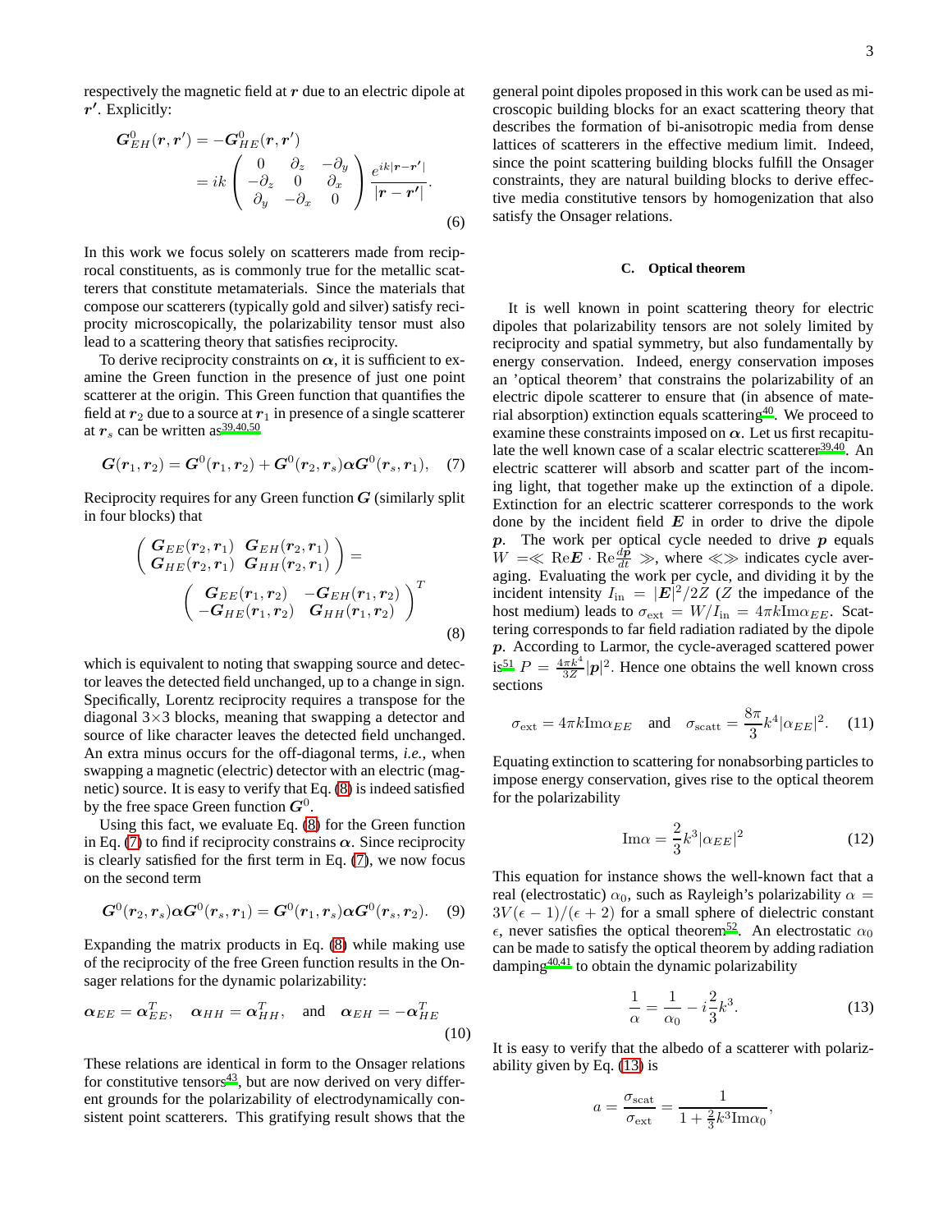respectively the magnetic field at $\boldsymbol{r}$ due to an electric dipole at $\boldsymbol{r}'$. Explicitly:

$$\boldsymbol{G}^0_{EH}(\boldsymbol{r},\boldsymbol{r}') = -\boldsymbol{G}^0_{HE}(\boldsymbol{r},\boldsymbol{r}') = ik \begin{pmatrix} 0 & \partial_z & -\partial_y \\ -\partial_z & 0 & \partial_x \\ \partial_y & -\partial_x & 0 \end{pmatrix} \frac{e^{ik|\boldsymbol{r}-\boldsymbol{r}'|}}{|\boldsymbol{r}-\boldsymbol{r}'|}. \tag{6}$$

In this work we focus solely on scatterers made from reciprocal constituents, as is commonly true for the metallic scatterers that constitute metamaterials. Since the materials that compose our scatterers (typically gold and silver) satisfy reciprocity microscopically, the polarizability tensor must also lead to a scattering theory that satisfies reciprocity.

To derive reciprocity constraints on $\boldsymbol{\alpha}$, it is sufficient to examine the Green function in the presence of just one point scatterer at the origin. The Green function that quantifies the field at $\boldsymbol{r}_2$ due to a source at $\boldsymbol{r}_1$ in presence of a single scatterer at $\boldsymbol{r}_s$ can be written as[39,40,50]

$$\boldsymbol{G}(\boldsymbol{r}_1,\boldsymbol{r}_2) = \boldsymbol{G}^0(\boldsymbol{r}_1,\boldsymbol{r}_2) + \boldsymbol{G}^0(\boldsymbol{r}_2,\boldsymbol{r}_s)\boldsymbol{\alpha}\boldsymbol{G}^0(\boldsymbol{r}_s,\boldsymbol{r}_1), \tag{7}$$

Reciprocity requires for any Green function $\boldsymbol{G}$ (similarly split in four blocks) that

$$\begin{pmatrix} \boldsymbol{G}_{EE}(\boldsymbol{r}_2,\boldsymbol{r}_1) & \boldsymbol{G}_{EH}(\boldsymbol{r}_2,\boldsymbol{r}_1) \\ \boldsymbol{G}_{HE}(\boldsymbol{r}_2,\boldsymbol{r}_1) & \boldsymbol{G}_{HH}(\boldsymbol{r}_2,\boldsymbol{r}_1) \end{pmatrix} = \begin{pmatrix} \boldsymbol{G}_{EE}(\boldsymbol{r}_1,\boldsymbol{r}_2) & -\boldsymbol{G}_{EH}(\boldsymbol{r}_1,\boldsymbol{r}_2) \\ -\boldsymbol{G}_{HE}(\boldsymbol{r}_1,\boldsymbol{r}_2) & \boldsymbol{G}_{HH}(\boldsymbol{r}_1,\boldsymbol{r}_2) \end{pmatrix}^T \tag{8}$$

which is equivalent to noting that swapping source and detector leaves the detected field unchanged, up to a change in sign. Specifically, Lorentz reciprocity requires a transpose for the diagonal 3×3 blocks, meaning that swapping a detector and source of like character leaves the detected field unchanged. An extra minus occurs for the off-diagonal terms, *i.e.*, when swapping a magnetic (electric) detector with an electric (magnetic) source. It is easy to verify that Eq. (8) is indeed satisfied by the free space Green function $\boldsymbol{G}^0$.

Using this fact, we evaluate Eq. (8) for the Green function in Eq. (7) to find if reciprocity constrains $\boldsymbol{\alpha}$. Since reciprocity is clearly satisfied for the first term in Eq. (7), we now focus on the second term

$$\boldsymbol{G}^0(\boldsymbol{r}_2,\boldsymbol{r}_s)\boldsymbol{\alpha}\boldsymbol{G}^0(\boldsymbol{r}_s,\boldsymbol{r}_1) = \boldsymbol{G}^0(\boldsymbol{r}_1,\boldsymbol{r}_s)\boldsymbol{\alpha}\boldsymbol{G}^0(\boldsymbol{r}_s,\boldsymbol{r}_2). \tag{9}$$

Expanding the matrix products in Eq. (8) while making use of the reciprocity of the free Green function results in the Onsager relations for the dynamic polarizability:

$$\boldsymbol{\alpha}_{EE} = \boldsymbol{\alpha}_{EE}^T, \quad \boldsymbol{\alpha}_{HH} = \boldsymbol{\alpha}_{HH}^T, \quad \text{and} \quad \boldsymbol{\alpha}_{EH} = -\boldsymbol{\alpha}_{HE}^T \tag{10}$$

These relations are identical in form to the Onsager relations for constitutive tensors[43], but are now derived on very different grounds for the polarizability of electrodynamically consistent point scatterers. This gratifying result shows that the general point dipoles proposed in this work can be used as microscopic building blocks for an exact scattering theory that describes the formation of bi-anisotropic media from dense lattices of scatterers in the effective medium limit. Indeed, since the point scattering building blocks fulfill the Onsager constraints, they are natural building blocks to derive effective media constitutive tensors by homogenization that also satisfy the Onsager relations.

### C. Optical theorem

It is well known in point scattering theory for electric dipoles that polarizability tensors are not solely limited by reciprocity and spatial symmetry, but also fundamentally by energy conservation. Indeed, energy conservation imposes an 'optical theorem' that constrains the polarizability of an electric dipole scatterer to ensure that (in absence of material absorption) extinction equals scattering[40]. We proceed to examine these constraints imposed on $\boldsymbol{\alpha}$. Let us first recapitulate the well known case of a scalar electric scatterer[39,40]. An electric scatterer will absorb and scatter part of the incoming light, that together make up the extinction of a dipole. Extinction for an electric scatterer corresponds to the work done by the incident field $\boldsymbol{E}$ in order to drive the dipole $\boldsymbol{p}$. The work per optical cycle needed to drive $\boldsymbol{p}$ equals $W = \ll \mathrm{Re}\boldsymbol{E} \cdot \mathrm{Re}\frac{d\boldsymbol{p}}{dt} \gg$, where $\ll\gg$ indicates cycle averaging. Evaluating the work per cycle, and dividing it by the incident intensity $I_{\mathrm{in}} = |\boldsymbol{E}|^2/2Z$ ($Z$ the impedance of the host medium) leads to $\sigma_{\mathrm{ext}} = W/I_{\mathrm{in}} = 4\pi k \mathrm{Im}\alpha_{EE}$. Scattering corresponds to far field radiation radiated by the dipole $\boldsymbol{p}$. According to Larmor, the cycle-averaged scattered power is[51] $P = \frac{4\pi k^4}{3Z}|\boldsymbol{p}|^2$. Hence one obtains the well known cross sections

$$\sigma_{\mathrm{ext}} = 4\pi k \mathrm{Im}\alpha_{EE} \quad \text{and} \quad \sigma_{\mathrm{scatt}} = \frac{8\pi}{3}k^4|\alpha_{EE}|^2. \tag{11}$$

Equating extinction to scattering for nonabsorbing particles to impose energy conservation, gives rise to the optical theorem for the polarizability

$$\mathrm{Im}\alpha = \frac{2}{3}k^3|\alpha_{EE}|^2 \tag{12}$$

This equation for instance shows the well-known fact that a real (electrostatic) $\alpha_0$, such as Rayleigh's polarizability $\alpha = 3V(\epsilon-1)/(\epsilon+2)$ for a small sphere of dielectric constant $\epsilon$, never satisfies the optical theorem[52]. An electrostatic $\alpha_0$ can be made to satisfy the optical theorem by adding radiation damping[40,41] to obtain the dynamic polarizability

$$\frac{1}{\alpha} = \frac{1}{\alpha_0} - i\frac{2}{3}k^3. \tag{13}$$

It is easy to verify that the albedo of a scatterer with polarizability given by Eq. (13) is

$$a = \frac{\sigma_{\mathrm{scat}}}{\sigma_{\mathrm{ext}}} = \frac{1}{1+\frac{2}{3}k^3\mathrm{Im}\alpha_0},$$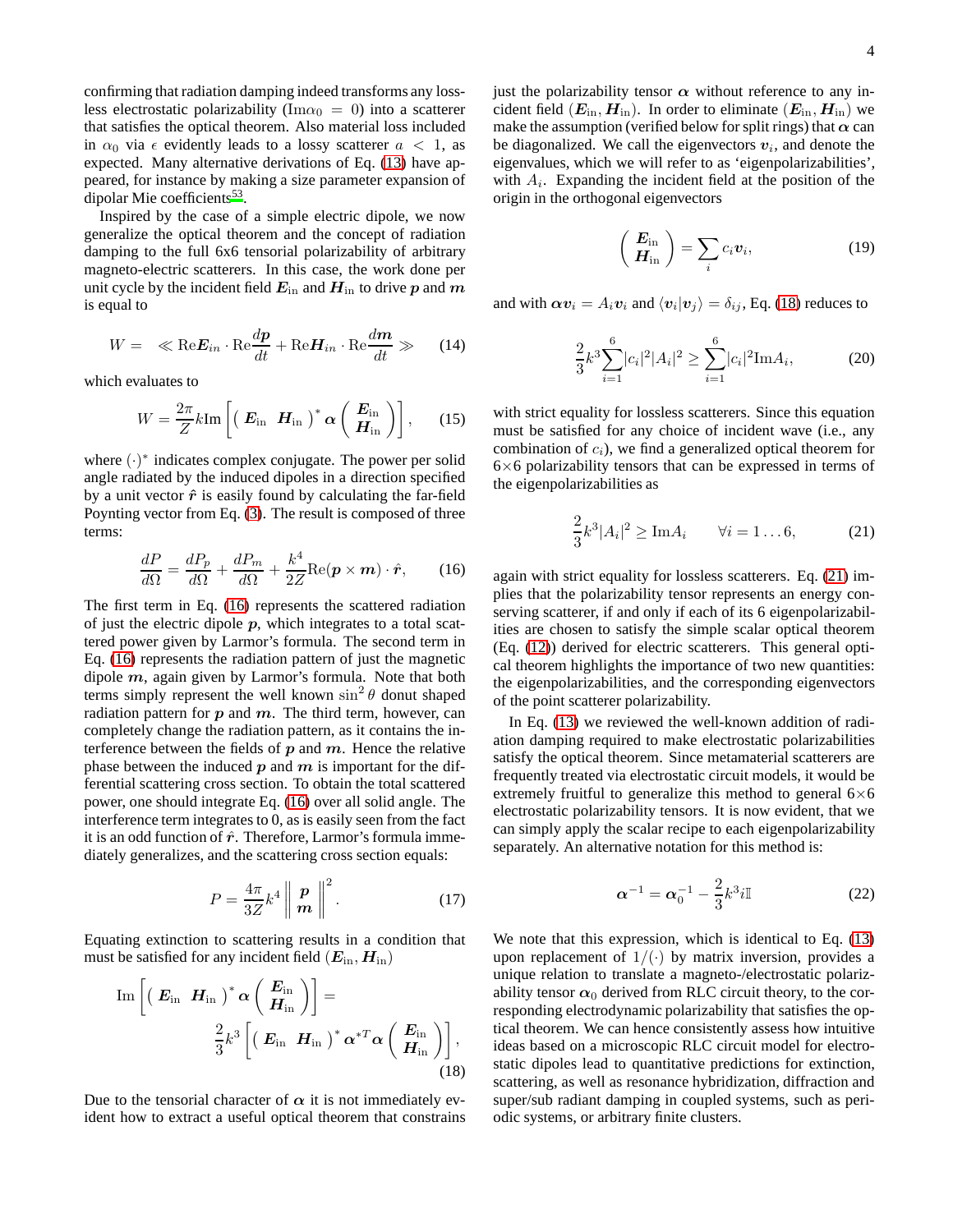confirming that radiation damping indeed transforms any lossless electrostatic polarizability ($\text{Im}\alpha_0 = 0$) into a scatterer that satisfies the optical theorem. Also material loss included in $\alpha_0$ via $\epsilon$ evidently leads to a lossy scatterer $a < 1$, as expected. Many alternative derivations of Eq. (13) have appeared, for instance by making a size parameter expansion of dipolar Mie coefficients[53].

Inspired by the case of a simple electric dipole, we now generalize the optical theorem and the concept of radiation damping to the full 6x6 tensorial polarizability of arbitrary magneto-electric scatterers. In this case, the work done per unit cycle by the incident field $\boldsymbol{E}_{\text{in}}$ and $\boldsymbol{H}_{\text{in}}$ to drive $\boldsymbol{p}$ and $\boldsymbol{m}$ is equal to

$$W = \ll \text{Re}\boldsymbol{E}_{in} \cdot \text{Re}\frac{d\boldsymbol{p}}{dt} + \text{Re}\boldsymbol{H}_{in} \cdot \text{Re}\frac{d\boldsymbol{m}}{dt} \gg \tag{14}$$

which evaluates to

$$W = \frac{2\pi}{Z} k \text{Im}\left[ \begin{pmatrix} \boldsymbol{E}_{\text{in}} & \boldsymbol{H}_{\text{in}} \end{pmatrix}^* \boldsymbol{\alpha} \begin{pmatrix} \boldsymbol{E}_{\text{in}} \\ \boldsymbol{H}_{\text{in}} \end{pmatrix} \right], \tag{15}$$

where $(\cdot)^*$ indicates complex conjugate. The power per solid angle radiated by the induced dipoles in a direction specified by a unit vector $\hat{\boldsymbol{r}}$ is easily found by calculating the far-field Poynting vector from Eq. (3). The result is composed of three terms:

$$\frac{dP}{d\Omega} = \frac{dP_p}{d\Omega} + \frac{dP_m}{d\Omega} + \frac{k^4}{2Z}\text{Re}(\boldsymbol{p} \times \boldsymbol{m}) \cdot \hat{\boldsymbol{r}}, \tag{16}$$

The first term in Eq. (16) represents the scattered radiation of just the electric dipole $\boldsymbol{p}$, which integrates to a total scattered power given by Larmor's formula. The second term in Eq. (16) represents the radiation pattern of just the magnetic dipole $\boldsymbol{m}$, again given by Larmor's formula. Note that both terms simply represent the well known $\sin^2\theta$ donut shaped radiation pattern for $\boldsymbol{p}$ and $\boldsymbol{m}$. The third term, however, can completely change the radiation pattern, as it contains the interference between the fields of $\boldsymbol{p}$ and $\boldsymbol{m}$. Hence the relative phase between the induced $\boldsymbol{p}$ and $\boldsymbol{m}$ is important for the differential scattering cross section. To obtain the total scattered power, one should integrate Eq. (16) over all solid angle. The interference term integrates to 0, as is easily seen from the fact it is an odd function of $\hat{\boldsymbol{r}}$. Therefore, Larmor's formula immediately generalizes, and the scattering cross section equals:

$$P = \frac{4\pi}{3Z} k^4 \left\| \begin{array}{c} \boldsymbol{p} \\ \boldsymbol{m} \end{array} \right\|^2. \tag{17}$$

Equating extinction to scattering results in a condition that must be satisfied for any incident field $(\boldsymbol{E}_{\text{in}}, \boldsymbol{H}_{\text{in}})$

$$\text{Im}\left[ \begin{pmatrix} \boldsymbol{E}_{\text{in}} & \boldsymbol{H}_{\text{in}} \end{pmatrix}^* \boldsymbol{\alpha} \begin{pmatrix} \boldsymbol{E}_{\text{in}} \\ \boldsymbol{H}_{\text{in}} \end{pmatrix} \right] = \frac{2}{3} k^3 \left[ \begin{pmatrix} \boldsymbol{E}_{\text{in}} & \boldsymbol{H}_{\text{in}} \end{pmatrix}^* \boldsymbol{\alpha}^{*T} \boldsymbol{\alpha} \begin{pmatrix} \boldsymbol{E}_{\text{in}} \\ \boldsymbol{H}_{\text{in}} \end{pmatrix} \right], \tag{18}$$

Due to the tensorial character of $\boldsymbol{\alpha}$ it is not immediately evident how to extract a useful optical theorem that constrains just the polarizability tensor $\boldsymbol{\alpha}$ without reference to any incident field $(\boldsymbol{E}_{\text{in}}, \boldsymbol{H}_{\text{in}})$. In order to eliminate $(\boldsymbol{E}_{\text{in}}, \boldsymbol{H}_{\text{in}})$ we make the assumption (verified below for split rings) that $\boldsymbol{\alpha}$ can be diagonalized. We call the eigenvectors $\boldsymbol{v}_i$, and denote the eigenvalues, which we will refer to as 'eigenpolarizabilities', with $A_i$. Expanding the incident field at the position of the origin in the orthogonal eigenvectors

$$\begin{pmatrix} \boldsymbol{E}_{\text{in}} \\ \boldsymbol{H}_{\text{in}} \end{pmatrix} = \sum_i c_i \boldsymbol{v}_i, \tag{19}$$

and with $\boldsymbol{\alpha}\boldsymbol{v}_i = A_i \boldsymbol{v}_i$ and $\langle \boldsymbol{v}_i | \boldsymbol{v}_j \rangle = \delta_{ij}$, Eq. (18) reduces to

$$\frac{2}{3} k^3 \sum_{i=1}^{6} |c_i|^2 |A_i|^2 \geq \sum_{i=1}^{6} |c_i|^2 \text{Im} A_i, \tag{20}$$

with strict equality for lossless scatterers. Since this equation must be satisfied for any choice of incident wave (i.e., any combination of $c_i$), we find a generalized optical theorem for $6\times6$ polarizability tensors that can be expressed in terms of the eigenpolarizabilities as

$$\frac{2}{3} k^3 |A_i|^2 \geq \text{Im} A_i \qquad \forall i = 1 \ldots 6, \tag{21}$$

again with strict equality for lossless scatterers. Eq. (21) implies that the polarizability tensor represents an energy conserving scatterer, if and only if each of its 6 eigenpolarizabilities are chosen to satisfy the simple scalar optical theorem (Eq. (12)) derived for electric scatterers. This general optical theorem highlights the importance of two new quantities: the eigenpolarizabilities, and the corresponding eigenvectors of the point scatterer polarizability.

In Eq. (13) we reviewed the well-known addition of radiation damping required to make electrostatic polarizabilities satisfy the optical theorem. Since metamaterial scatterers are frequently treated via electrostatic circuit models, it would be extremely fruitful to generalize this method to general $6\times6$ electrostatic polarizability tensors. It is now evident, that we can simply apply the scalar recipe to each eigenpolarizability separately. An alternative notation for this method is:

$$\boldsymbol{\alpha}^{-1} = \boldsymbol{\alpha}_0^{-1} - \frac{2}{3} k^3 i \mathbb{I} \tag{22}$$

We note that this expression, which is identical to Eq. (13) upon replacement of $1/(\cdot)$ by matrix inversion, provides a unique relation to translate a magneto-/electrostatic polarizability tensor $\boldsymbol{\alpha}_0$ derived from RLC circuit theory, to the corresponding electrodynamic polarizability that satisfies the optical theorem. We can hence consistently assess how intuitive ideas based on a microscopic RLC circuit model for electrostatic dipoles lead to quantitative predictions for extinction, scattering, as well as resonance hybridization, diffraction and super/sub radiant damping in coupled systems, such as periodic systems, or arbitrary finite clusters.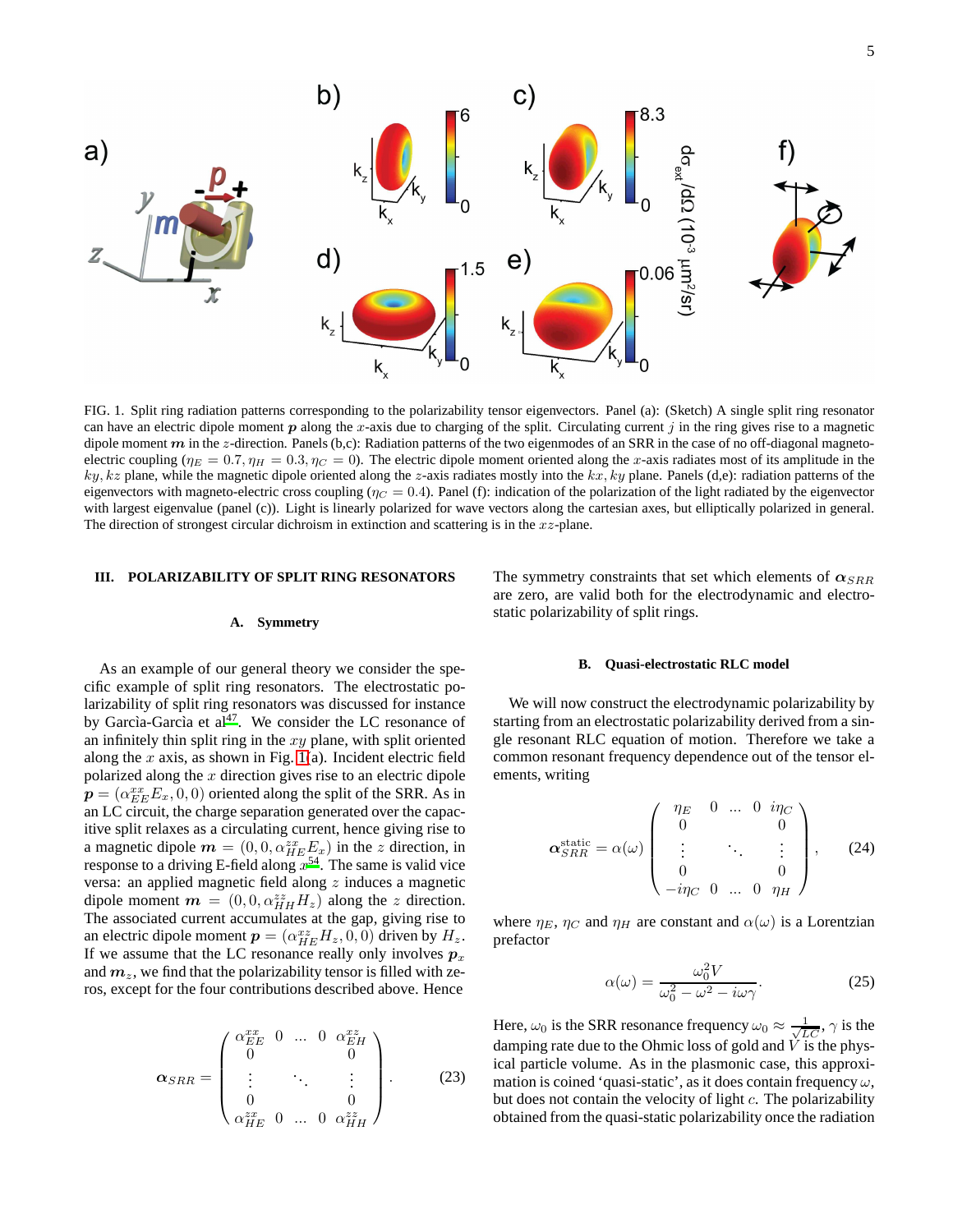FIG. 1. Split ring radiation patterns corresponding to the polarizability tensor eigenvectors. Panel (a): (Sketch) A single split ring resonator can have an electric dipole moment $\boldsymbol{p}$ along the $x$-axis due to charging of the split. Circulating current $j$ in the ring gives rise to a magnetic dipole moment $\boldsymbol{m}$ in the $z$-direction. Panels (b,c): Radiation patterns of the two eigenmodes of an SRR in the case of no off-diagonal magneto-electric coupling ($\eta_E = 0.7, \eta_H = 0.3, \eta_C = 0$). The electric dipole moment oriented along the $x$-axis radiates most of its amplitude in the $ky, kz$ plane, while the magnetic dipole oriented along the $z$-axis radiates mostly into the $kx, ky$ plane. Panels (d,e): radiation patterns of the eigenvectors with magneto-electric cross coupling ($\eta_C = 0.4$). Panel (f): indication of the polarization of the light radiated by the eigenvector with largest eigenvalue (panel (c)). Light is linearly polarized for wave vectors along the cartesian axes, but elliptically polarized in general. The direction of strongest circular dichroism in extinction and scattering is in the $xz$-plane.

## III. POLARIZABILITY OF SPLIT RING RESONATORS

### A. Symmetry

As an example of our general theory we consider the specific example of split ring resonators. The electrostatic polarizability of split ring resonators was discussed for instance by García-García et al[47]. We consider the LC resonance of an infinitely thin split ring in the $xy$ plane, with split oriented along the $x$ axis, as shown in Fig. 1(a). Incident electric field polarized along the $x$ direction gives rise to an electric dipole $\boldsymbol{p} = (\alpha_{EE}^{xx} E_x, 0, 0)$ oriented along the split of the SRR. As in an LC circuit, the charge separation generated over the capacitive split relaxes as a circulating current, hence giving rise to a magnetic dipole $\boldsymbol{m} = (0, 0, \alpha_{HE}^{zx} E_x)$ in the $z$ direction, in response to a driving E-field along $x$[54]. The same is valid vice versa: an applied magnetic field along $z$ induces a magnetic dipole moment $\boldsymbol{m} = (0, 0, \alpha_{HH}^{zz} H_z)$ along the $z$ direction. The associated current accumulates at the gap, giving rise to an electric dipole moment $\boldsymbol{p} = (\alpha_{HE}^{xz} H_z, 0, 0)$ driven by $H_z$. If we assume that the LC resonance really only involves $\boldsymbol{p}_x$ and $\boldsymbol{m}_z$, we find that the polarizability tensor is filled with zeros, except for the four contributions described above. Hence

$$\boldsymbol{\alpha}_{SRR} = \begin{pmatrix} \alpha_{EE}^{xx} & 0 & \dots & 0 & \alpha_{EH}^{xz} \\ 0 & & & & 0 \\ \vdots & & \ddots & & \vdots \\ 0 & & & & 0 \\ \alpha_{HE}^{zx} & 0 & \dots & 0 & \alpha_{HH}^{zz} \end{pmatrix}. \tag{23}$$

The symmetry constraints that set which elements of $\boldsymbol{\alpha}_{SRR}$ are zero, are valid both for the electrodynamic and electrostatic polarizability of split rings.

### B. Quasi-electrostatic RLC model

We will now construct the electrodynamic polarizability by starting from an electrostatic polarizability derived from a single resonant RLC equation of motion. Therefore we take a common resonant frequency dependence out of the tensor elements, writing

$$\boldsymbol{\alpha}_{SRR}^{\text{static}} = \alpha(\omega) \begin{pmatrix} \eta_E & 0 & \dots & 0 & i\eta_C \\ 0 & & & & 0 \\ \vdots & & \ddots & & \vdots \\ 0 & & & & 0 \\ -i\eta_C & 0 & \dots & 0 & \eta_H \end{pmatrix}, \tag{24}$$

where $\eta_E$, $\eta_C$ and $\eta_H$ are constant and $\alpha(\omega)$ is a Lorentzian prefactor

$$\alpha(\omega) = \frac{\omega_0^2 V}{\omega_0^2 - \omega^2 - i\omega\gamma}. \tag{25}$$

Here, $\omega_0$ is the SRR resonance frequency $\omega_0 \approx \frac{1}{\sqrt{LC}}$, $\gamma$ is the damping rate due to the Ohmic loss of gold and $V$ is the physical particle volume. As in the plasmonic case, this approximation is coined 'quasi-static', as it does contain frequency $\omega$, but does not contain the velocity of light $c$. The polarizability obtained from the quasi-static polarizability once the radiation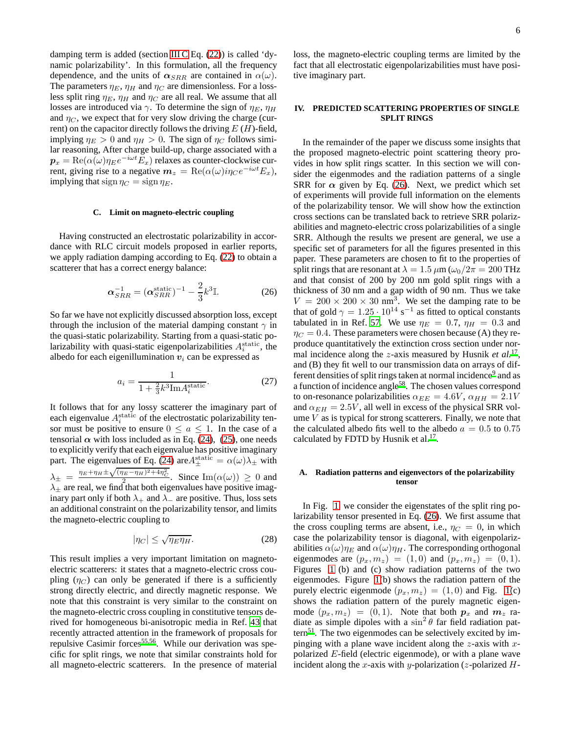damping term is added (section III C Eq. (22)) is called 'dynamic polarizability'. In this formulation, all the frequency dependence, and the units of $\boldsymbol{\alpha}_{SRR}$ are contained in $\alpha(\omega)$. The parameters $\eta_E$, $\eta_H$ and $\eta_C$ are dimensionless. For a lossless split ring $\eta_E$, $\eta_H$ and $\eta_C$ are all real. We assume that all losses are introduced via $\gamma$. To determine the sign of $\eta_E$, $\eta_H$ and $\eta_C$, we expect that for very slow driving the charge (current) on the capacitor directly follows the driving $E$ ($H$)-field, implying $\eta_E > 0$ and $\eta_H > 0$. The sign of $\eta_C$ follows similar reasoning, After charge build-up, charge associated with a $\boldsymbol{p}_x = \mathrm{Re}(\alpha(\omega)\eta_E e^{-i\omega t}E_x)$ relaxes as counter-clockwise current, giving rise to a negative $\boldsymbol{m}_z = \mathrm{Re}(\alpha(\omega)i\eta_C e^{-i\omega t}E_x)$, implying that $\mathrm{sign}\,\eta_C = \mathrm{sign}\,\eta_E$.

### C. Limit on magneto-electric coupling

Having constructed an electrostatic polarizability in accordance with RLC circuit models proposed in earlier reports, we apply radiation damping according to Eq. (22) to obtain a scatterer that has a correct energy balance:

$$\boldsymbol{\alpha}_{SRR}^{-1} = (\boldsymbol{\alpha}_{SRR}^{\mathrm{static}})^{-1} - \frac{2}{3}k^3\mathbb{I}. \tag{26}$$

So far we have not explicitly discussed absorption loss, except through the inclusion of the material damping constant $\gamma$ in the quasi-static polarizability. Starting from a quasi-static polarizability with quasi-static eigenpolarizabilities $A_i^{\mathrm{static}}$, the albedo for each eigenillumination $\boldsymbol{v}_i$ can be expressed as

$$a_i = \frac{1}{1 + \frac{2}{3}k^3 \mathrm{Im} A_i^{\mathrm{static}}}. \tag{27}$$

It follows that for any lossy scatterer the imaginary part of each eigenvalue $A_i^{\mathrm{static}}$ of the electrostatic polarizability tensor must be positive to ensure $0 \leq a \leq 1$. In the case of a tensorial $\boldsymbol{\alpha}$ with loss included as in Eq. (24), (25), one needs to explicitly verify that each eigenvalue has positive imaginary part. The eigenvalues of Eq. (24) are $A_{\pm}^{\mathrm{static}} = \alpha(\omega)\lambda_{\pm}$ with $\lambda_{\pm} = \frac{\eta_E + \eta_H \pm \sqrt{(\eta_E - \eta_H)^2 + 4\eta_C^2}}{2}$. Since $\mathrm{Im}(\alpha(\omega)) \geq 0$ and $\lambda_{\pm}$ are real, we find that both eigenvalues have positive imaginary part only if both $\lambda_+$ and $\lambda_-$ are positive. Thus, loss sets an additional constraint on the polarizability tensor, and limits the magneto-electric coupling to

$$|\eta_C| \leq \sqrt{\eta_E \eta_H}. \tag{28}$$

This result implies a very important limitation on magneto-electric scatterers: it states that a magneto-electric cross coupling ($\eta_C$) can only be generated if there is a sufficiently strong directly electric, and directly magnetic response. We note that this constraint is very similar to the constraint on the magneto-electric cross coupling in constitutive tensors derived for homogeneous bi-anisotropic media in Ref. 43 that recently attracted attention in the framework of proposals for repulsive Casimir forces[55,56]. While our derivation was specific for split rings, we note that similar constraints hold for all magneto-electric scatterers. In the presence of material loss, the magneto-electric coupling terms are limited by the fact that all electrostatic eigenpolarizabilities must have positive imaginary part.

## IV. PREDICTED SCATTERING PROPERTIES OF SINGLE SPLIT RINGS

In the remainder of the paper we discuss some insights that the proposed magneto-electric point scattering theory provides in how split rings scatter. In this section we will consider the eigenmodes and the radiation patterns of a single SRR for $\boldsymbol{\alpha}$ given by Eq. (26). Next, we predict which set of experiments will provide full information on the elements of the polarizability tensor. We will show how the extinction cross sections can be translated back to retrieve SRR polarizabilities and magneto-electric cross polarizabilities of a single SRR. Although the results we present are general, we use a specific set of parameters for all the figures presented in this paper. These parameters are chosen to fit to the properties of split rings that are resonant at $\lambda = 1.5\,\mu$m ($\omega_0/2\pi = 200$ THz and that consist of 200 by 200 nm gold split rings with a thickness of 30 nm and a gap width of 90 nm. Thus we take $V = 200 \times 200 \times 30$ nm$^3$. We set the damping rate to be that of gold $\gamma = 1.25 \cdot 10^{14}$ s$^{-1}$ as fitted to optical constants tabulated in in Ref. 57. We use $\eta_E = 0.7$, $\eta_H = 0.3$ and $\eta_C = 0.4$. These parameters were chosen because (A) they reproduce quantitatively the extinction cross section under normal incidence along the $z$-axis measured by Husnik *et al.*[17], and (B) they fit well to our transmission data on arrays of different densities of split rings taken at normal incidence[9] and as a function of incidence angle[58]. The chosen values correspond to on-resonance polarizabilities $\alpha_{EE} = 4.6V$, $\alpha_{HH} = 2.1V$ and $\alpha_{EH} = 2.5V$, all well in excess of the physical SRR volume $V$ as is typical for strong scatterers. Finally, we note that the calculated albedo fits well to the albedo $a = 0.5$ to 0.75 calculated by FDTD by Husnik et al.[17].

### A. Radiation patterns and eigenvectors of the polarizability tensor

In Fig. 1 we consider the eigenstates of the split ring polarizability tensor presented in Eq. (26). We first assume that the cross coupling terms are absent, i.e., $\eta_C = 0$, in which case the polarizability tensor is diagonal, with eigenpolarizabilities $\alpha(\omega)\eta_E$ and $\alpha(\omega)\eta_H$. The corresponding orthogonal eigenmodes are $(p_x, m_z) = (1, 0)$ and $(p_x, m_z) = (0, 1)$. Figures 1 (b) and (c) show radiation patterns of the two eigenmodes. Figure 1(b) shows the radiation pattern of the purely electric eigenmode $(p_x, m_z) = (1, 0)$ and Fig. 1(c) shows the radiation pattern of the purely magnetic eigenmode $(p_x, m_z) = (0, 1)$. Note that both $\boldsymbol{p}_x$ and $\boldsymbol{m}_z$ radiate as simple dipoles with a $\sin^2\theta$ far field radiation pattern[51]. The two eigenmodes can be selectively excited by impinging with a plane wave incident along the $z$-axis with $x$-polarized $E$-field (electric eigenmode), or with a plane wave incident along the $x$-axis with $y$-polarization ($z$-polarized $H$-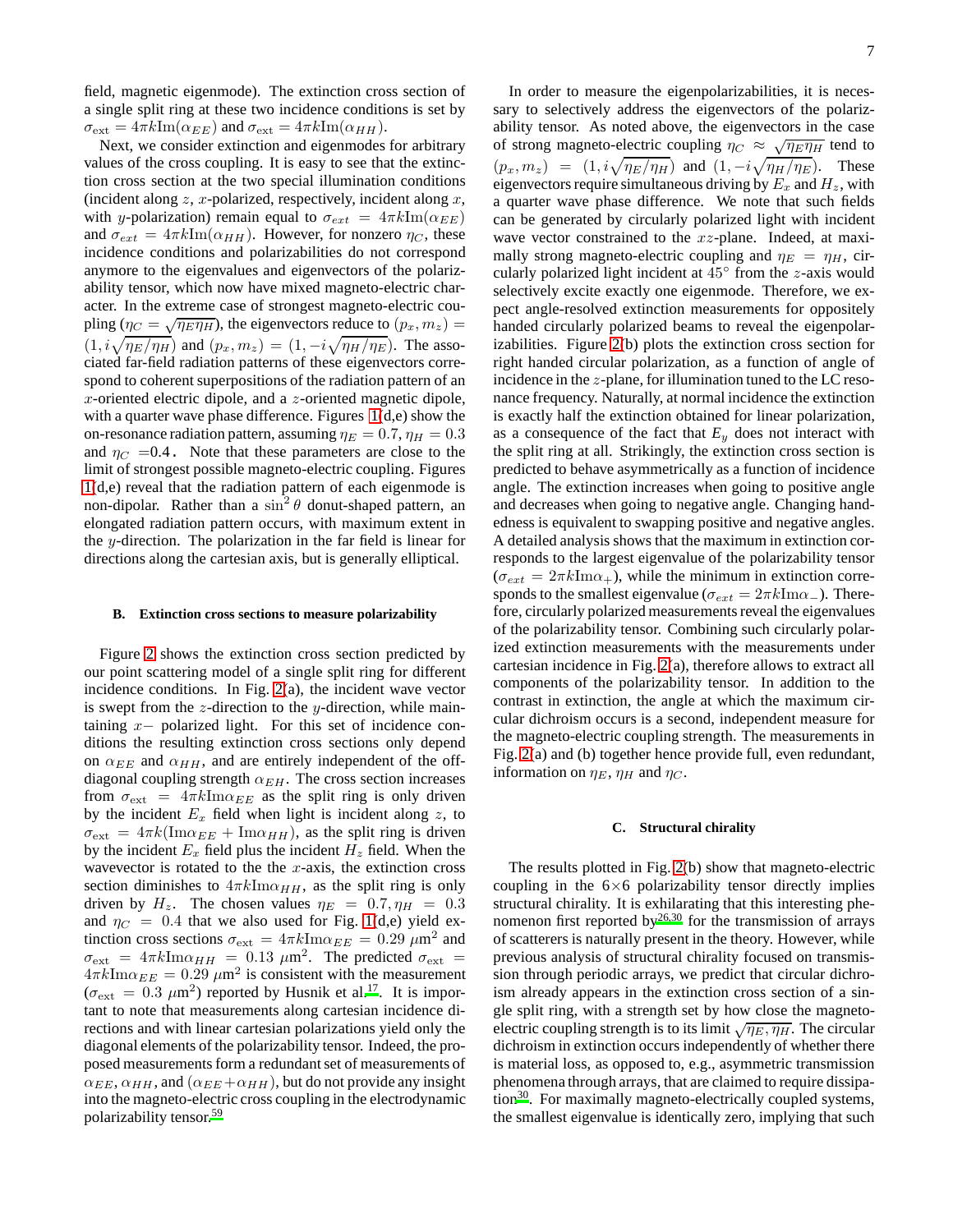field, magnetic eigenmode). The extinction cross section of a single split ring at these two incidence conditions is set by $\sigma_{\rm ext} = 4\pi k {\rm Im}(\alpha_{EE})$ and $\sigma_{\rm ext} = 4\pi k {\rm Im}(\alpha_{HH})$.

Next, we consider extinction and eigenmodes for arbitrary values of the cross coupling. It is easy to see that the extinction cross section at the two special illumination conditions (incident along $z$, $x$-polarized, respectively, incident along $x$, with $y$-polarization) remain equal to $\sigma_{ext} = 4\pi k {\rm Im}(\alpha_{EE})$ and $\sigma_{ext} = 4\pi k {\rm Im}(\alpha_{HH})$. However, for nonzero $\eta_C$, these incidence conditions and polarizabilities do not correspond anymore to the eigenvalues and eigenvectors of the polarizability tensor, which now have mixed magneto-electric character. In the extreme case of strongest magneto-electric coupling ($\eta_C = \sqrt{\eta_E \eta_H}$), the eigenvectors reduce to $(p_x, m_z) = (1, i\sqrt{\eta_E/\eta_H})$ and $(p_x, m_z) = (1, -i\sqrt{\eta_H/\eta_E})$. The associated far-field radiation patterns of these eigenvectors correspond to coherent superpositions of the radiation pattern of an $x$-oriented electric dipole, and a $z$-oriented magnetic dipole, with a quarter wave phase difference. Figures 1(d,e) show the on-resonance radiation pattern, assuming $\eta_E = 0.7, \eta_H = 0.3$ and $\eta_C$ =0.4. Note that these parameters are close to the limit of strongest possible magneto-electric coupling. Figures 1(d,e) reveal that the radiation pattern of each eigenmode is non-dipolar. Rather than a $\sin^2\theta$ donut-shaped pattern, an elongated radiation pattern occurs, with maximum extent in the $y$-direction. The polarization in the far field is linear for directions along the cartesian axis, but is generally elliptical.

### B. Extinction cross sections to measure polarizability

Figure 2 shows the extinction cross section predicted by our point scattering model of a single split ring for different incidence conditions. In Fig. 2(a), the incident wave vector is swept from the $z$-direction to the $y$-direction, while maintaining $x-$ polarized light. For this set of incidence conditions the resulting extinction cross sections only depend on $\alpha_{EE}$ and $\alpha_{HH}$, and are entirely independent of the off-diagonal coupling strength $\alpha_{EH}$. The cross section increases from $\sigma_{\rm ext} = 4\pi k {\rm Im}\alpha_{EE}$ as the split ring is only driven by the incident $E_x$ field when light is incident along $z$, to $\sigma_{\rm ext} = 4\pi k({\rm Im}\alpha_{EE} + {\rm Im}\alpha_{HH})$, as the split ring is driven by the incident $E_x$ field plus the incident $H_z$ field. When the wavevector is rotated to the the $x$-axis, the extinction cross section diminishes to $4\pi k {\rm Im}\alpha_{HH}$, as the split ring is only driven by $H_z$. The chosen values $\eta_E = 0.7, \eta_H = 0.3$ and $\eta_C = 0.4$ that we also used for Fig. 1(d,e) yield extinction cross sections $\sigma_{\rm ext} = 4\pi k {\rm Im}\alpha_{EE} = 0.29$ $\mu$m$^2$ and $\sigma_{\rm ext} = 4\pi k {\rm Im}\alpha_{HH} = 0.13$ $\mu$m$^2$. The predicted $\sigma_{\rm ext} = 4\pi k {\rm Im}\alpha_{EE} = 0.29$ $\mu$m$^2$ is consistent with the measurement ($\sigma_{\rm ext} = 0.3$ $\mu$m$^2$) reported by Husnik et al.[17]. It is important to note that measurements along cartesian incidence directions and with linear cartesian polarizations yield only the diagonal elements of the polarizability tensor. Indeed, the proposed measurements form a redundant set of measurements of $\alpha_{EE}$, $\alpha_{HH}$, and $(\alpha_{EE}+\alpha_{HH})$, but do not provide any insight into the magneto-electric cross coupling in the electrodynamic polarizability tensor.[59]

In order to measure the eigenpolarizabilities, it is necessary to selectively address the eigenvectors of the polarizability tensor. As noted above, the eigenvectors in the case of strong magneto-electric coupling $\eta_C \approx \sqrt{\eta_E \eta_H}$ tend to $(p_x, m_z) = (1, i\sqrt{\eta_E/\eta_H})$ and $(1, -i\sqrt{\eta_H/\eta_E})$. These eigenvectors require simultaneous driving by $E_x$ and $H_z$, with a quarter wave phase difference. We note that such fields can be generated by circularly polarized light with incident wave vector constrained to the $xz$-plane. Indeed, at maximally strong magneto-electric coupling and $\eta_E = \eta_H$, circularly polarized light incident at 45° from the $z$-axis would selectively excite exactly one eigenmode. Therefore, we expect angle-resolved extinction measurements for oppositely handed circularly polarized beams to reveal the eigenpolarizabilities. Figure 2(b) plots the extinction cross section for right handed circular polarization, as a function of angle of incidence in the $z$-plane, for illumination tuned to the LC resonance frequency. Naturally, at normal incidence the extinction is exactly half the extinction obtained for linear polarization, as a consequence of the fact that $E_y$ does not interact with the split ring at all. Strikingly, the extinction cross section is predicted to behave asymmetrically as a function of incidence angle. The extinction increases when going to positive angle and decreases when going to negative angle. Changing handedness is equivalent to swapping positive and negative angles. A detailed analysis shows that the maximum in extinction corresponds to the largest eigenvalue of the polarizability tensor ($\sigma_{ext} = 2\pi k {\rm Im}\alpha_+$), while the minimum in extinction corresponds to the smallest eigenvalue ($\sigma_{ext} = 2\pi k {\rm Im}\alpha_-$). Therefore, circularly polarized measurements reveal the eigenvalues of the polarizability tensor. Combining such circularly polarized extinction measurements with the measurements under cartesian incidence in Fig. 2(a), therefore allows to extract all components of the polarizability tensor. In addition to the contrast in extinction, the angle at which the maximum circular dichroism occurs is a second, independent measure for the magneto-electric coupling strength. The measurements in Fig. 2(a) and (b) together hence provide full, even redundant, information on $\eta_E$, $\eta_H$ and $\eta_C$.

### C. Structural chirality

The results plotted in Fig. 2(b) show that magneto-electric coupling in the 6×6 polarizability tensor directly implies structural chirality. It is exhilarating that this interesting phenomenon first reported by[26,30] for the transmission of arrays of scatterers is naturally present in the theory. However, while previous analysis of structural chirality focused on transmission through periodic arrays, we predict that circular dichroism already appears in the extinction cross section of a single split ring, with a strength set by how close the magneto-electric coupling strength is to its limit $\sqrt{\eta_E, \eta_H}$. The circular dichroism in extinction occurs independently of whether there is material loss, as opposed to, e.g., asymmetric transmission phenomena through arrays, that are claimed to require dissipation[30]. For maximally magneto-electrically coupled systems, the smallest eigenvalue is identically zero, implying that such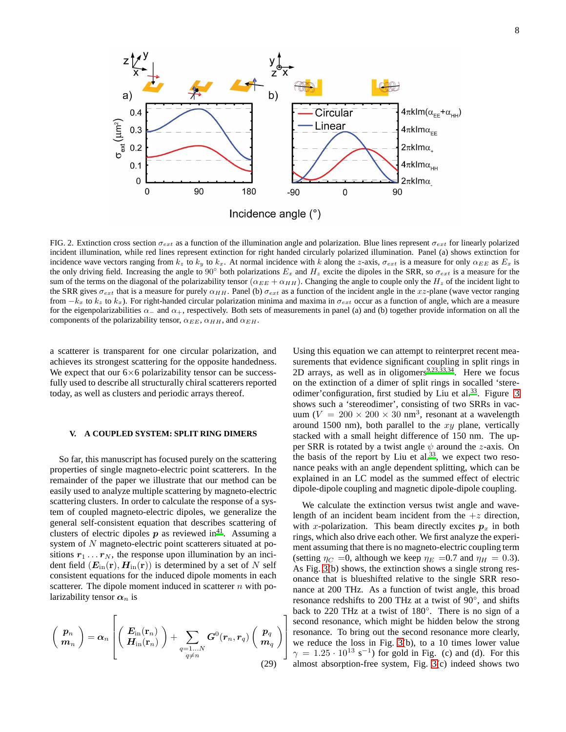FIG. 2. Extinction cross section $\sigma_{ext}$ as a function of the illumination angle and polarization. Blue lines represent $\sigma_{ext}$ for linearly polarized incident illumination, while red lines represent extinction for right handed circularly polarized illumination. Panel (a) shows extinction for incidence wave vectors ranging from $k_z$ to $k_y$ to $k_x$. At normal incidence with $k$ along the $z$-axis, $\sigma_{ext}$ is a measure for only $\alpha_{EE}$ as $E_x$ is the only driving field. Increasing the angle to 90° both polarizations $E_x$ and $H_z$ excite the dipoles in the SRR, so $\sigma_{ext}$ is a measure for the sum of the terms on the diagonal of the polarizability tensor ($\alpha_{EE} + \alpha_{HH}$). Changing the angle to couple only the $H_z$ of the incident light to the SRR gives $\sigma_{ext}$ that is a measure for purely $\alpha_{HH}$. Panel (b) $\sigma_{ext}$ as a function of the incident angle in the $xz$-plane (wave vector ranging from $-k_x$ to $k_z$ to $k_x$). For right-handed circular polarization minima and maxima in $\sigma_{ext}$ occur as a function of angle, which are a measure for the eigenpolarizabilities $\alpha_-$ and $\alpha_+$, respectively. Both sets of measurements in panel (a) and (b) together provide information on all the components of the polarizability tensor, $\alpha_{EE}$, $\alpha_{HH}$, and $\alpha_{EH}$.

a scatterer is transparent for one circular polarization, and achieves its strongest scattering for the opposite handedness. We expect that our 6×6 polarizability tensor can be successfully used to describe all structurally chiral scatterers reported today, as well as clusters and periodic arrays thereof.

## V. A COUPLED SYSTEM: SPLIT RING DIMERS

So far, this manuscript has focused purely on the scattering properties of single magneto-electric point scatterers. In the remainder of the paper we illustrate that our method can be easily used to analyze multiple scattering by magneto-electric scattering clusters. In order to calculate the response of a system of coupled magneto-electric dipoles, we generalize the general self-consistent equation that describes scattering of clusters of electric dipoles $\boldsymbol{p}$ as reviewed in[41]. Assuming a system of $N$ magneto-electric point scatterers situated at positions $\boldsymbol{r}_1 \ldots \boldsymbol{r}_N$, the response upon illumination by an incident field $(\boldsymbol{E}_{\rm in}(\mathbf{r}), \boldsymbol{H}_{\rm in}(\mathbf{r}))$ is determined by a set of $N$ self consistent equations for the induced dipole moments in each scatterer. The dipole moment induced in scatterer $n$ with polarizability tensor $\boldsymbol{\alpha}_n$ is

$$\begin{pmatrix} \boldsymbol{p}_n \\ \boldsymbol{m}_n \end{pmatrix} = \boldsymbol{\alpha}_n \left[ \begin{pmatrix} \boldsymbol{E}_{\rm in}(\mathbf{r}_n) \\ \boldsymbol{H}_{\rm in}(\mathbf{r}_n) \end{pmatrix} + \sum_{\substack{q=1\ldots N \\ q\neq n}} \boldsymbol{G}^0(\boldsymbol{r}_n, \boldsymbol{r}_q) \begin{pmatrix} \boldsymbol{p}_q \\ \boldsymbol{m}_q \end{pmatrix} \right] \tag{29}$$

Using this equation we can attempt to reinterpret recent measurements that evidence significant coupling in split rings in 2D arrays, as well as in oligomers[9,23,33,34]. Here we focus on the extinction of a dimer of split rings in socalled 'stereodimer'configuration, first studied by Liu et al.[33]. Figure 3 shows such a 'stereodimer', consisting of two SRRs in vacuum ($V = 200 \times 200 \times 30$ nm$^3$, resonant at a wavelength around 1500 nm), both parallel to the $xy$ plane, vertically stacked with a small height difference of 150 nm. The upper SRR is rotated by a twist angle $\psi$ around the $z$-axis. On the basis of the report by Liu et al.[33], we expect two resonance peaks with an angle dependent splitting, which can be explained in an LC model as the summed effect of electric dipole-dipole coupling and magnetic dipole-dipole coupling.

We calculate the extinction versus twist angle and wavelength of an incident beam incident from the $+z$ direction, with $x$-polarization. This beam directly excites $\boldsymbol{p}_x$ in both rings, which also drive each other. We first analyze the experiment assuming that there is no magneto-electric coupling term (setting $\eta_C$ =0, although we keep $\eta_E$ =0.7 and $\eta_H$ = 0.3). As Fig. 3(b) shows, the extinction shows a single strong resonance that is blueshifted relative to the single SRR resonance at 200 THz. As a function of twist angle, this broad resonance redshifts to 200 THz at a twist of 90°, and shifts back to 220 THz at a twist of 180°. There is no sign of a second resonance, which might be hidden below the strong resonance. To bring out the second resonance more clearly, we reduce the loss in Fig. 3(b), to a 10 times lower value $\gamma = 1.25 \cdot 10^{13}$ s$^{-1}$) for gold in Fig. (c) and (d). For this almost absorption-free system, Fig. 3(c) indeed shows two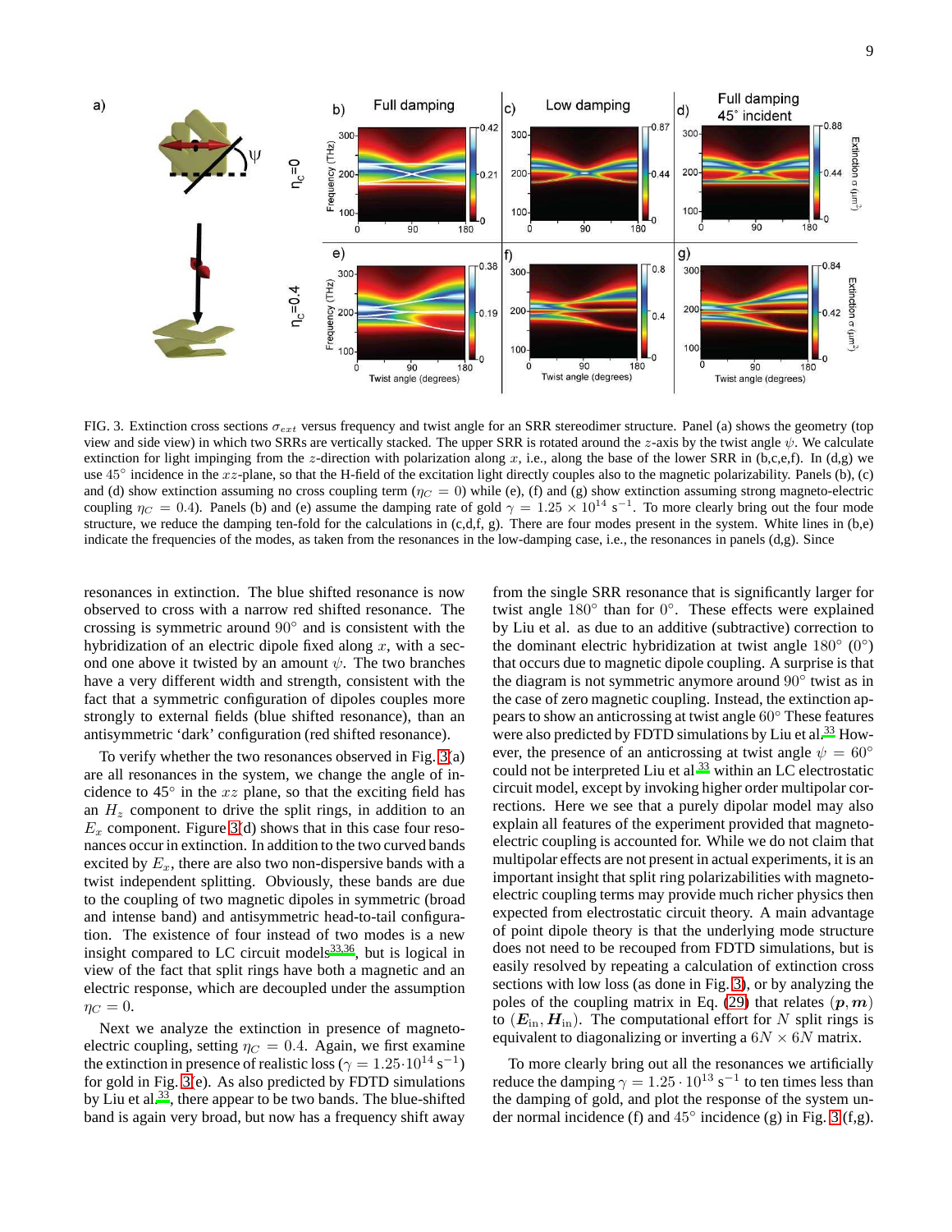FIG. 3. Extinction cross sections $\sigma_{ext}$ versus frequency and twist angle for an SRR stereodimer structure. Panel (a) shows the geometry (top view and side view) in which two SRRs are vertically stacked. The upper SRR is rotated around the $z$-axis by the twist angle $\psi$. We calculate extinction for light impinging from the $z$-direction with polarization along $x$, i.e., along the base of the lower SRR in (b,c,e,f). In (d,g) we use 45° incidence in the $xz$-plane, so that the H-field of the excitation light directly couples also to the magnetic polarizability. Panels (b), (c) and (d) show extinction assuming no cross coupling term ($\eta_C = 0$) while (e), (f) and (g) show extinction assuming strong magneto-electric coupling $\eta_C = 0.4$). Panels (b) and (e) assume the damping rate of gold $\gamma = 1.25 \times 10^{14}$ s$^{-1}$. To more clearly bring out the four mode structure, we reduce the damping ten-fold for the calculations in (c,d,f, g). There are four modes present in the system. White lines in (b,e) indicate the frequencies of the modes, as taken from the resonances in the low-damping case, i.e., the resonances in panels (d,g). Since

resonances in extinction. The blue shifted resonance is now observed to cross with a narrow red shifted resonance. The crossing is symmetric around 90° and is consistent with the hybridization of an electric dipole fixed along $x$, with a second one above it twisted by an amount $\psi$. The two branches have a very different width and strength, consistent with the fact that a symmetric configuration of dipoles couples more strongly to external fields (blue shifted resonance), than an antisymmetric 'dark' configuration (red shifted resonance).

To verify whether the two resonances observed in Fig. 3(a) are all resonances in the system, we change the angle of incidence to 45° in the $xz$ plane, so that the exciting field has an $H_z$ component to drive the split rings, in addition to an $E_x$ component. Figure 3(d) shows that in this case four resonances occur in extinction. In addition to the two curved bands excited by $E_x$, there are also two non-dispersive bands with a twist independent splitting. Obviously, these bands are due to the coupling of two magnetic dipoles in symmetric (broad and intense band) and antisymmetric head-to-tail configuration. The existence of four instead of two modes is a new insight compared to LC circuit models[33,36], but is logical in view of the fact that split rings have both a magnetic and an electric response, which are decoupled under the assumption $\eta_C = 0$.

Next we analyze the extinction in presence of magneto-electric coupling, setting $\eta_C = 0.4$. Again, we first examine the extinction in presence of realistic loss ($\gamma = 1.25 \cdot 10^{14}$ s$^{-1}$) for gold in Fig. 3(e). As also predicted by FDTD simulations by Liu et al.[33], there appear to be two bands. The blue-shifted band is again very broad, but now has a frequency shift away from the single SRR resonance that is significantly larger for twist angle 180° than for 0°. These effects were explained by Liu et al. as due to an additive (subtractive) correction to the dominant electric hybridization at twist angle 180° (0°) that occurs due to magnetic dipole coupling. A surprise is that the diagram is not symmetric anymore around 90° twist as in the case of zero magnetic coupling. Instead, the extinction appears to show an anticrossing at twist angle 60° These features were also predicted by FDTD simulations by Liu et al.[33] However, the presence of an anticrossing at twist angle $\psi = 60°$ could not be interpreted Liu et al[33] within an LC electrostatic circuit model, except by invoking higher order multipolar corrections. Here we see that a purely dipolar model may also explain all features of the experiment provided that magneto-electric coupling is accounted for. While we do not claim that multipolar effects are not present in actual experiments, it is an important insight that split ring polarizabilities with magneto-electric coupling terms may provide much richer physics then expected from electrostatic circuit theory. A main advantage of point dipole theory is that the underlying mode structure does not need to be recouped from FDTD simulations, but is easily resolved by repeating a calculation of extinction cross sections with low loss (as done in Fig. 3), or by analyzing the poles of the coupling matrix in Eq. (29) that relates $(\boldsymbol{p}, \boldsymbol{m})$ to $(\boldsymbol{E}_{\rm in}, \boldsymbol{H}_{\rm in})$. The computational effort for $N$ split rings is equivalent to diagonalizing or inverting a $6N \times 6N$ matrix.

To more clearly bring out all the resonances we artificially reduce the damping $\gamma = 1.25 \cdot 10^{13}$ s$^{-1}$ to ten times less than the damping of gold, and plot the response of the system under normal incidence (f) and 45° incidence (g) in Fig. 3(f,g).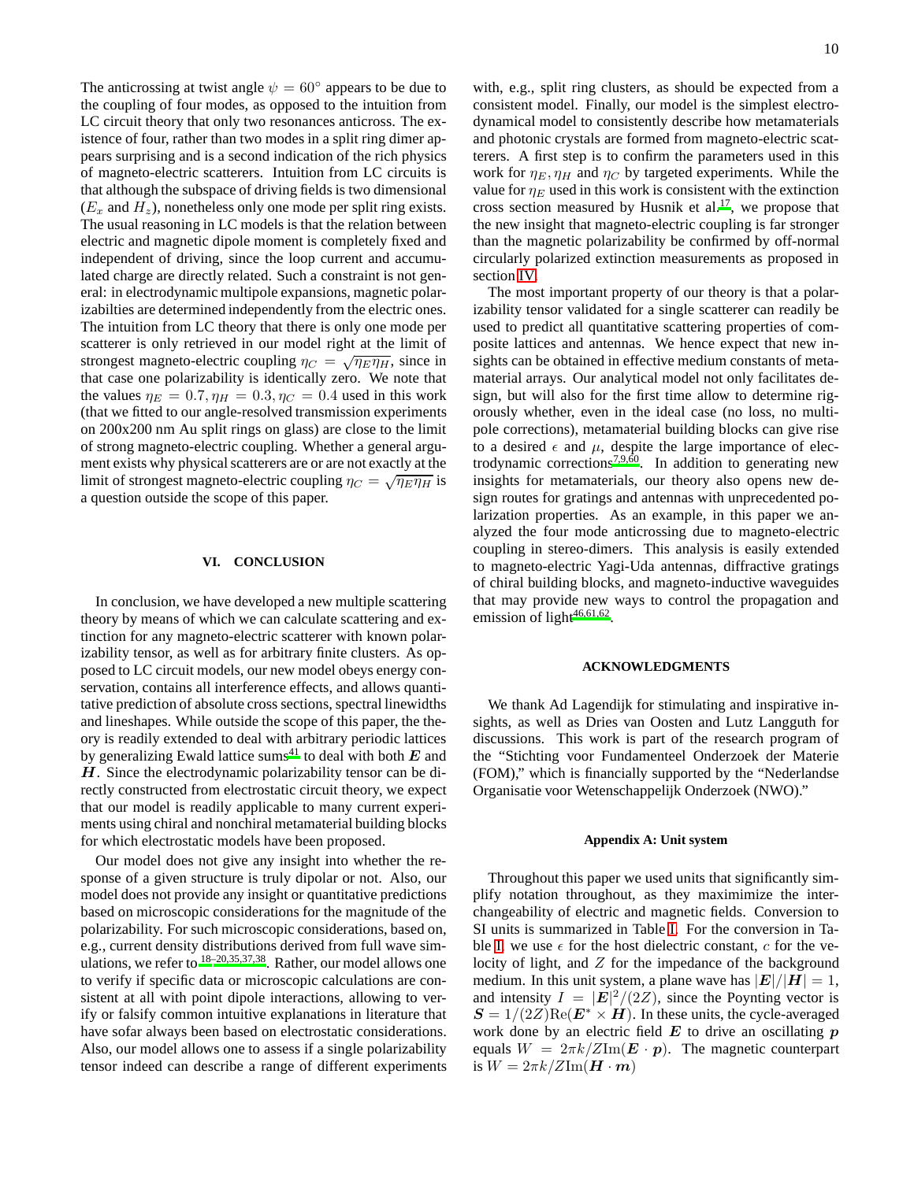The anticrossing at twist angle $\psi = 60^\circ$ appears to be due to the coupling of four modes, as opposed to the intuition from LC circuit theory that only two resonances anticross. The existence of four, rather than two modes in a split ring dimer appears surprising and is a second indication of the rich physics of magneto-electric scatterers. Intuition from LC circuits is that although the subspace of driving fields is two dimensional ($E_x$ and $H_z$), nonetheless only one mode per split ring exists. The usual reasoning in LC models is that the relation between electric and magnetic dipole moment is completely fixed and independent of driving, since the loop current and accumulated charge are directly related. Such a constraint is not general: in electrodynamic multipole expansions, magnetic polarizabilties are determined independently from the electric ones. The intuition from LC theory that there is only one mode per scatterer is only retrieved in our model right at the limit of strongest magneto-electric coupling $\eta_C = \sqrt{\eta_E \eta_H}$, since in that case one polarizability is identically zero. We note that the values $\eta_E = 0.7, \eta_H = 0.3, \eta_C = 0.4$ used in this work (that we fitted to our angle-resolved transmission experiments on 200x200 nm Au split rings on glass) are close to the limit of strong magneto-electric coupling. Whether a general argument exists why physical scatterers are or are not exactly at the limit of strongest magneto-electric coupling $\eta_C = \sqrt{\eta_E \eta_H}$ is a question outside the scope of this paper.

## VI. CONCLUSION

In conclusion, we have developed a new multiple scattering theory by means of which we can calculate scattering and extinction for any magneto-electric scatterer with known polarizability tensor, as well as for arbitrary finite clusters. As opposed to LC circuit models, our new model obeys energy conservation, contains all interference effects, and allows quantitative prediction of absolute cross sections, spectral linewidths and lineshapes. While outside the scope of this paper, the theory is readily extended to deal with arbitrary periodic lattices by generalizing Ewald lattice sums[41] to deal with both $\boldsymbol{E}$ and $\boldsymbol{H}$. Since the electrodynamic polarizability tensor can be directly constructed from electrostatic circuit theory, we expect that our model is readily applicable to many current experiments using chiral and nonchiral metamaterial building blocks for which electrostatic models have been proposed.

Our model does not give any insight into whether the response of a given structure is truly dipolar or not. Also, our model does not provide any insight or quantitative predictions based on microscopic considerations for the magnitude of the polarizability. For such microscopic considerations, based on, e.g., current density distributions derived from full wave simulations, we refer to[18–20,35,37,38]. Rather, our model allows one to verify if specific data or microscopic calculations are consistent at all with point dipole interactions, allowing to verify or falsify common intuitive explanations in literature that have sofar always been based on electrostatic considerations. Also, our model allows one to assess if a single polarizability tensor indeed can describe a range of different experiments with, e.g., split ring clusters, as should be expected from a consistent model. Finally, our model is the simplest electrodynamical model to consistently describe how metamaterials and photonic crystals are formed from magneto-electric scatterers. A first step is to confirm the parameters used in this work for $\eta_E, \eta_H$ and $\eta_C$ by targeted experiments. While the value for $\eta_E$ used in this work is consistent with the extinction cross section measured by Husnik et al.[17], we propose that the new insight that magneto-electric coupling is far stronger than the magnetic polarizability be confirmed by off-normal circularly polarized extinction measurements as proposed in section IV.

The most important property of our theory is that a polarizability tensor validated for a single scatterer can readily be used to predict all quantitative scattering properties of composite lattices and antennas. We hence expect that new insights can be obtained in effective medium constants of metamaterial arrays. Our analytical model not only facilitates design, but will also for the first time allow to determine rigorously whether, even in the ideal case (no loss, no multipole corrections), metamaterial building blocks can give rise to a desired $\epsilon$ and $\mu$, despite the large importance of electrodynamic corrections[7,9,60]. In addition to generating new insights for metamaterials, our theory also opens new design routes for gratings and antennas with unprecedented polarization properties. As an example, in this paper we analyzed the four mode anticrossing due to magneto-electric coupling in stereo-dimers. This analysis is easily extended to magneto-electric Yagi-Uda antennas, diffractive gratings of chiral building blocks, and magneto-inductive waveguides that may provide new ways to control the propagation and emission of light[46,61,62].

## ACKNOWLEDGMENTS

We thank Ad Lagendijk for stimulating and inspirative insights, as well as Dries van Oosten and Lutz Langguth for discussions. This work is part of the research program of the "Stichting voor Fundamenteel Onderzoek der Materie (FOM)," which is financially supported by the "Nederlandse Organisatie voor Wetenschappelijk Onderzoek (NWO)."

### Appendix A: Unit system

Throughout this paper we used units that significantly simplify notation throughout, as they maximimize the interchangeability of electric and magnetic fields. Conversion to SI units is summarized in Table I. For the conversion in Table I, we use $\epsilon$ for the host dielectric constant, $c$ for the velocity of light, and $Z$ for the impedance of the background medium. In this unit system, a plane wave has $|\boldsymbol{E}|/|\boldsymbol{H}| = 1$, and intensity $I = |\boldsymbol{E}|^2/(2Z)$, since the Poynting vector is $\boldsymbol{S} = 1/(2Z)\text{Re}(\boldsymbol{E}^* \times \boldsymbol{H})$. In these units, the cycle-averaged work done by an electric field $\boldsymbol{E}$ to drive an oscillating $\boldsymbol{p}$ equals $W = 2\pi k/Z\text{Im}(\boldsymbol{E} \cdot \boldsymbol{p})$. The magnetic counterpart is $W = 2\pi k/Z\text{Im}(\boldsymbol{H} \cdot \boldsymbol{m})$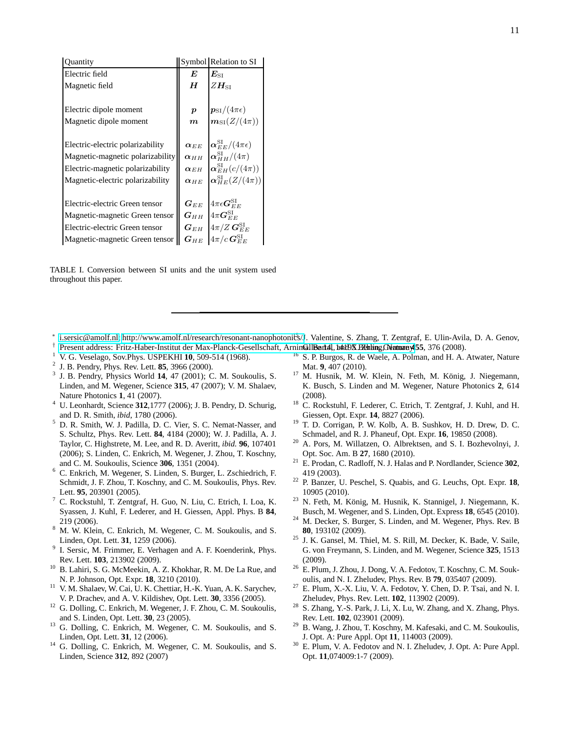| Quantity | Symbol | Relation to SI |
|---|---|---|
| Electric field | $\boldsymbol{E}$ | $\boldsymbol{E}_{\rm SI}$ |
| Magnetic field | $\boldsymbol{H}$ | $Z\boldsymbol{H}_{\rm SI}$ |
| | | |
| Electric dipole moment | $\boldsymbol{p}$ | $\boldsymbol{p}_{\rm SI}/(4\pi\epsilon)$ |
| Magnetic dipole moment | $\boldsymbol{m}$ | $\boldsymbol{m}_{\rm SI}(Z/(4\pi))$ |
| | | |
| Electric-electric polarizability | $\boldsymbol{\alpha}_{EE}$ | $\boldsymbol{\alpha}_{EE}^{\rm SI}/(4\pi\epsilon)$ |
| Magnetic-magnetic polarizability | $\boldsymbol{\alpha}_{HH}$ | $\boldsymbol{\alpha}_{HH}^{\rm SI}/(4\pi)$ |
| Electric-magnetic polarizability | $\boldsymbol{\alpha}_{EH}$ | $\boldsymbol{\alpha}_{EH}^{\rm SI}(c/(4\pi))$ |
| Magnetic-electric polarizability | $\boldsymbol{\alpha}_{HE}$ | $\boldsymbol{\alpha}_{HE}^{\rm SI}(Z/(4\pi))$ |
| | | |
| Electric-electric Green tensor | $\boldsymbol{G}_{EE}$ | $4\pi\epsilon\boldsymbol{G}_{EE}^{\rm SI}$ |
| Magnetic-magnetic Green tensor | $\boldsymbol{G}_{HH}$ | $4\pi\boldsymbol{G}_{EE}^{\rm SI}$ |
| Electric-electric Green tensor | $\boldsymbol{G}_{EH}$ | $4\pi/Z\,\boldsymbol{G}_{EE}^{\rm SI}$ |
| Magnetic-magnetic Green tensor | $\boldsymbol{G}_{HE}$ | $4\pi/c\,\boldsymbol{G}_{EE}^{\rm SI}$ |

TABLE I. Conversion between SI units and the unit system used throughout this paper.

---

[*] i.sersic@amolf.nl; http://www.amolf.nl/research/resonant-nanophotonics/

[†] Present address: Fritz-Haber-Institut der Max-Planck-Gesellschaft, Arnimallee 14, 14195 Berlin, Germany

[1] V. G. Veselago, Sov.Phys. USPEKHI **10**, 509-514 (1968).

[2] J. B. Pendry, Phys. Rev. Lett. **85**, 3966 (2000).

[3] J. B. Pendry, Physics World **14**, 47 (2001); C. M. Soukoulis, S. Linden, and M. Wegener, Science **315**, 47 (2007); V. M. Shalaev, Nature Photonics **1**, 41 (2007).

[4] U. Leonhardt, Science **312**,1777 (2006); J. B. Pendry, D. Schurig, and D. R. Smith, *ibid*, 1780 (2006).

[5] D. R. Smith, W. J. Padilla, D. C. Vier, S. C. Nemat-Nasser, and S. Schultz, Phys. Rev. Lett. **84**, 4184 (2000); W. J. Padilla, A. J. Taylor, C. Highstrete, M. Lee, and R. D. Averitt, *ibid.* **96**, 107401 (2006); S. Linden, C. Enkrich, M. Wegener, J. Zhou, T. Koschny, and C. M. Soukoulis, Science **306**, 1351 (2004).

[6] C. Enkrich, M. Wegener, S. Linden, S. Burger, L. Zschiedrich, F. Schmidt, J. F. Zhou, T. Koschny, and C. M. Soukoulis, Phys. Rev. Lett. **95**, 203901 (2005).

[7] C. Rockstuhl, T. Zentgraf, H. Guo, N. Liu, C. Etrich, I. Loa, K. Syassen, J. Kuhl, F. Lederer, and H. Giessen, Appl. Phys. B **84**, 219 (2006).

[8] M. W. Klein, C. Enkrich, M. Wegener, C. M. Soukoulis, and S. Linden, Opt. Lett. **31**, 1259 (2006).

[9] I. Sersic, M. Frimmer, E. Verhagen and A. F. Koenderink, Phys. Rev. Lett. **103**, 213902 (2009).

[10] B. Lahiri, S. G. McMeekin, A. Z. Khokhar, R. M. De La Rue, and N. P. Johnson, Opt. Expr. **18**, 3210 (2010).

[11] V. M. Shalaev, W. Cai, U. K. Chettiar, H.-K. Yuan, A. K. Sarychev, V. P. Drachev, and A. V. Kildishev, Opt. Lett. **30**, 3356 (2005).

[12] G. Dolling, C. Enkrich, M. Wegener, J. F. Zhou, C. M. Soukoulis, and S. Linden, Opt. Lett. **30**, 23 (2005).

[13] G. Dolling, C. Enkrich, M. Wegener, C. M. Soukoulis, and S. Linden, Opt. Lett. **31**, 12 (2006).

[14] G. Dolling, C. Enkrich, M. Wegener, C. M. Soukoulis, and S. Linden, Science **312**, 892 (2007)

[15] J. Valentine, S. Zhang, T. Zentgraf, E. Ulin-Avila, D. A. Genov, G. Bartal, and X. Zhang, Nature **455**, 376 (2008).

[16] S. P. Burgos, R. de Waele, A. Polman, and H. A. Atwater, Nature Mat. **9**, 407 (2010).

[17] M. Husnik, M. W. Klein, N. Feth, M. König, J. Niegemann, K. Busch, S. Linden and M. Wegener, Nature Photonics **2**, 614 (2008).

[18] C. Rockstuhl, F. Lederer, C. Etrich, T. Zentgraf, J. Kuhl, and H. Giessen, Opt. Expr. **14**, 8827 (2006).

[19] T. D. Corrigan, P. W. Kolb, A. B. Sushkov, H. D. Drew, D. C. Schmadel, and R. J. Phaneuf, Opt. Expr. **16**, 19850 (2008).

[20] A. Pors, M. Willatzen, O. Albrektsen, and S. I. Bozhevolnyi, J. Opt. Soc. Am. B **27**, 1680 (2010).

[21] E. Prodan, C. Radloff, N. J. Halas and P. Nordlander, Science **302**, 419 (2003).

[22] P. Banzer, U. Peschel, S. Quabis, and G. Leuchs, Opt. Expr. **18**, 10905 (2010).

[23] N. Feth, M. König, M. Husnik, K. Stannigel, J. Niegemann, K. Busch, M. Wegener, and S. Linden, Opt. Express **18**, 6545 (2010).

[24] M. Decker, S. Burger, S. Linden, and M. Wegener, Phys. Rev. B **80**, 193102 (2009).

[25] J. K. Gansel, M. Thiel, M. S. Rill, M. Decker, K. Bade, V. Saile, G. von Freymann, S. Linden, and M. Wegener, Science **325**, 1513 (2009).

[26] E. Plum, J. Zhou, J. Dong, V. A. Fedotov, T. Koschny, C. M. Soukoulis, and N. I. Zheludev, Phys. Rev. B **79**, 035407 (2009).

[27] E. Plum, X.-X. Liu, V. A. Fedotov, Y. Chen, D. P. Tsai, and N. I. Zheludev, Phys. Rev. Lett. **102**, 113902 (2009).

[28] S. Zhang, Y.-S. Park, J. Li, X. Lu, W. Zhang, and X. Zhang, Phys. Rev. Lett. **102**, 023901 (2009).

[29] B. Wang, J. Zhou, T. Koschny, M. Kafesaki, and C. M. Soukoulis, J. Opt. A: Pure Appl. Opt **11**, 114003 (2009).

[30] E. Plum, V. A. Fedotov and N. I. Zheludev, J. Opt. A: Pure Appl. Opt. **11**,074009:1-7 (2009).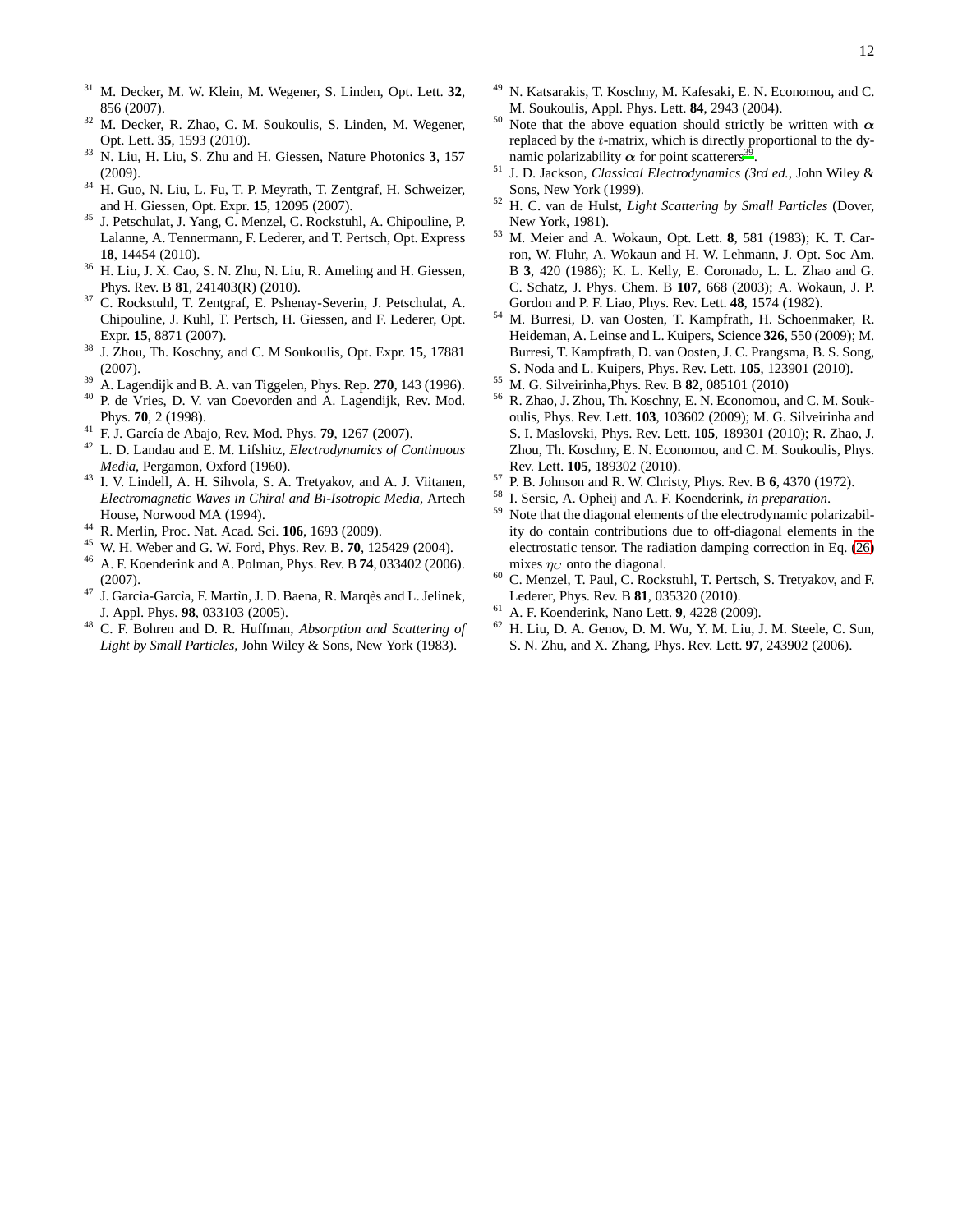[31] M. Decker, M. W. Klein, M. Wegener, S. Linden, Opt. Lett. **32**, 856 (2007).

[32] M. Decker, R. Zhao, C. M. Soukoulis, S. Linden, M. Wegener, Opt. Lett. **35**, 1593 (2010).

[33] N. Liu, H. Liu, S. Zhu and H. Giessen, Nature Photonics **3**, 157 (2009).

[34] H. Guo, N. Liu, L. Fu, T. P. Meyrath, T. Zentgraf, H. Schweizer, and H. Giessen, Opt. Expr. **15**, 12095 (2007).

[35] J. Petschulat, J. Yang, C. Menzel, C. Rockstuhl, A. Chipouline, P. Lalanne, A. Tennermann, F. Lederer, and T. Pertsch, Opt. Express **18**, 14454 (2010).

[36] H. Liu, J. X. Cao, S. N. Zhu, N. Liu, R. Ameling and H. Giessen, Phys. Rev. B **81**, 241403(R) (2010).

[37] C. Rockstuhl, T. Zentgraf, E. Pshenay-Severin, J. Petschulat, A. Chipouline, J. Kuhl, T. Pertsch, H. Giessen, and F. Lederer, Opt. Expr. **15**, 8871 (2007).

[38] J. Zhou, Th. Koschny, and C. M Soukoulis, Opt. Expr. **15**, 17881 (2007).

[39] A. Lagendijk and B. A. van Tiggelen, Phys. Rep. **270**, 143 (1996).

[40] P. de Vries, D. V. van Coevorden and A. Lagendijk, Rev. Mod. Phys. **70**, 2 (1998).

[41] F. J. García de Abajo, Rev. Mod. Phys. **79**, 1267 (2007).

[42] L. D. Landau and E. M. Lifshitz, *Electrodynamics of Continuous Media*, Pergamon, Oxford (1960).

[43] I. V. Lindell, A. H. Sihvola, S. A. Tretyakov, and A. J. Viitanen, *Electromagnetic Waves in Chiral and Bi-Isotropic Media*, Artech House, Norwood MA (1994).

[44] R. Merlin, Proc. Nat. Acad. Sci. **106**, 1693 (2009).

[45] W. H. Weber and G. W. Ford, Phys. Rev. B. **70**, 125429 (2004).

[46] A. F. Koenderink and A. Polman, Phys. Rev. B **74**, 033402 (2006). (2007).

[47] J. Garcìa-Garcìa, F. Martìn, J. D. Baena, R. Marqès and L. Jelinek, J. Appl. Phys. **98**, 033103 (2005).

[48] C. F. Bohren and D. R. Huffman, *Absorption and Scattering of Light by Small Particles*, John Wiley & Sons, New York (1983).

[49] N. Katsarakis, T. Koschny, M. Kafesaki, E. N. Economou, and C. M. Soukoulis, Appl. Phys. Lett. **84**, 2943 (2004).

[50] Note that the above equation should strictly be written with $\boldsymbol{\alpha}$ replaced by the $t$-matrix, which is directly proportional to the dynamic polarizability $\boldsymbol{\alpha}$ for point scatterers[39].

[51] J. D. Jackson, *Classical Electrodynamics (3rd ed.*, John Wiley & Sons, New York (1999).

[52] H. C. van de Hulst, *Light Scattering by Small Particles* (Dover, New York, 1981).

[53] M. Meier and A. Wokaun, Opt. Lett. **8**, 581 (1983); K. T. Carron, W. Fluhr, A. Wokaun and H. W. Lehmann, J. Opt. Soc Am. B **3**, 420 (1986); K. L. Kelly, E. Coronado, L. L. Zhao and G. C. Schatz, J. Phys. Chem. B **107**, 668 (2003); A. Wokaun, J. P. Gordon and P. F. Liao, Phys. Rev. Lett. **48**, 1574 (1982).

[54] M. Burresi, D. van Oosten, T. Kampfrath, H. Schoenmaker, R. Heideman, A. Leinse and L. Kuipers, Science **326**, 550 (2009); M. Burresi, T. Kampfrath, D. van Oosten, J. C. Prangsma, B. S. Song, S. Noda and L. Kuipers, Phys. Rev. Lett. **105**, 123901 (2010).

[55] M. G. Silveirinha,Phys. Rev. B **82**, 085101 (2010)

[56] R. Zhao, J. Zhou, Th. Koschny, E. N. Economou, and C. M. Soukoulis, Phys. Rev. Lett. **103**, 103602 (2009); M. G. Silveirinha and S. I. Maslovski, Phys. Rev. Lett. **105**, 189301 (2010); R. Zhao, J. Zhou, Th. Koschny, E. N. Economou, and C. M. Soukoulis, Phys. Rev. Lett. **105**, 189302 (2010).

[57] P. B. Johnson and R. W. Christy, Phys. Rev. B **6**, 4370 (1972).

[58] I. Sersic, A. Opheij and A. F. Koenderink, *in preparation*.

[59] Note that the diagonal elements of the electrodynamic polarizability do contain contributions due to off-diagonal elements in the electrostatic tensor. The radiation damping correction in Eq. (26) mixes $\eta_C$ onto the diagonal.

[60] C. Menzel, T. Paul, C. Rockstuhl, T. Pertsch, S. Tretyakov, and F. Lederer, Phys. Rev. B **81**, 035320 (2010).

[61] A. F. Koenderink, Nano Lett. **9**, 4228 (2009).

[62] H. Liu, D. A. Genov, D. M. Wu, Y. M. Liu, J. M. Steele, C. Sun, S. N. Zhu, and X. Zhang, Phys. Rev. Lett. **97**, 243902 (2006).